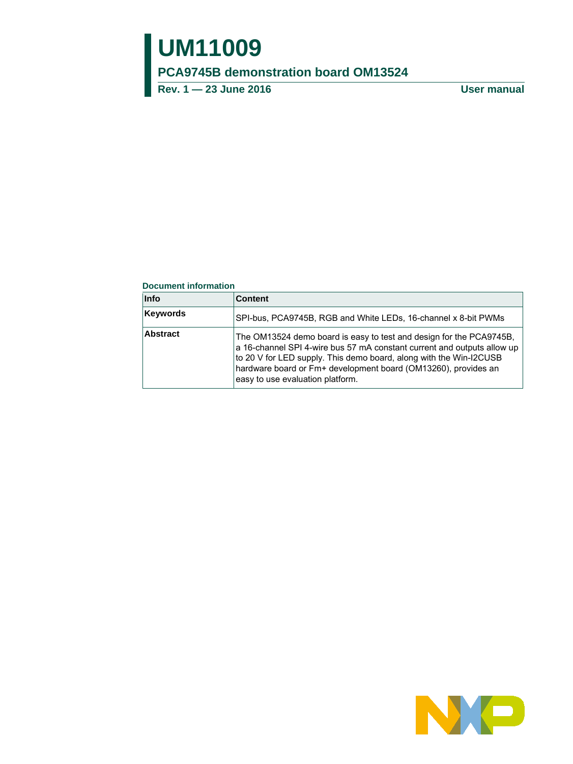# UM11009

## PCA9745B demonstration board OM13524

**Rev. 1 — 23 June 2016** **User manual**

**Document information**

| Info | Content |
|---|---|
| **Keywords** | SPI-bus, PCA9745B, RGB and White LEDs, 16-channel x 8-bit PWMs |
| **Abstract** | The OM13524 demo board is easy to test and design for the PCA9745B, a 16-channel SPI 4-wire bus 57 mA constant current and outputs allow up to 20 V for LED supply. This demo board, along with the Win-I2CUSB hardware board or Fm+ development board (OM13260), provides an easy to use evaluation platform. |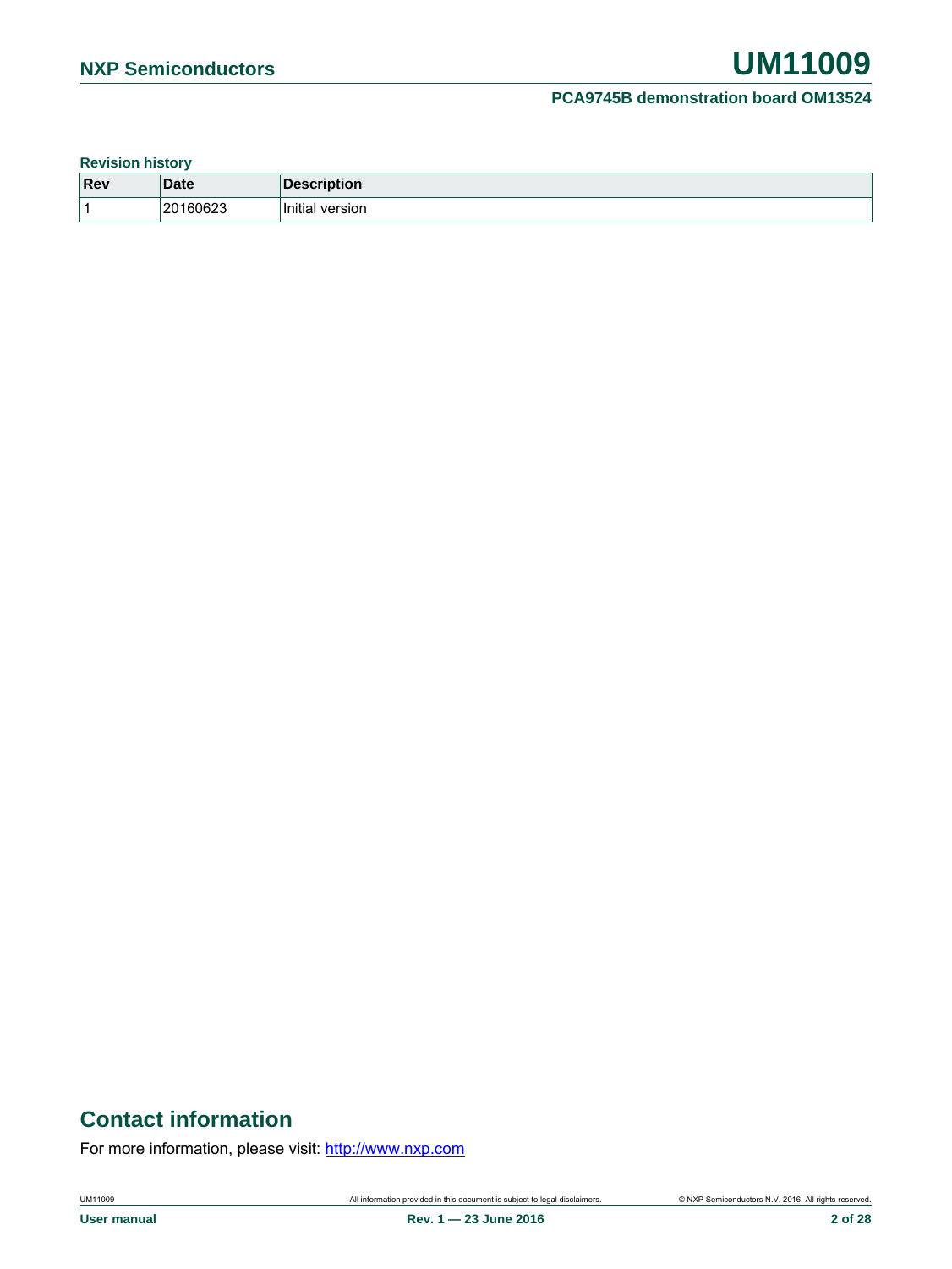**Revision history**

| Rev | Date | Description |
| --- | --- | --- |
| 1 | 20160623 | Initial version |

# Contact information

For more information, please visit: http://www.nxp.com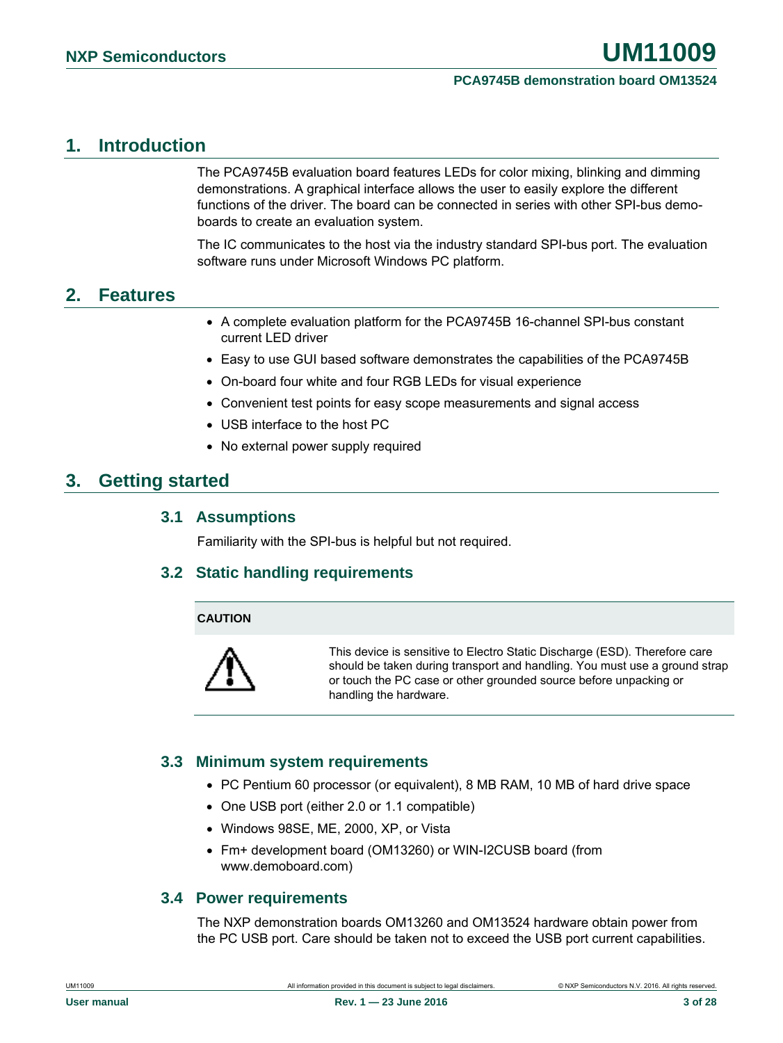# 1. Introduction

The PCA9745B evaluation board features LEDs for color mixing, blinking and dimming demonstrations. A graphical interface allows the user to easily explore the different functions of the driver. The board can be connected in series with other SPI-bus demo-boards to create an evaluation system.

The IC communicates to the host via the industry standard SPI-bus port. The evaluation software runs under Microsoft Windows PC platform.

# 2. Features

- A complete evaluation platform for the PCA9745B 16-channel SPI-bus constant current LED driver
- Easy to use GUI based software demonstrates the capabilities of the PCA9745B
- On-board four white and four RGB LEDs for visual experience
- Convenient test points for easy scope measurements and signal access
- USB interface to the host PC
- No external power supply required

# 3. Getting started

## 3.1 Assumptions

Familiarity with the SPI-bus is helpful but not required.

## 3.2 Static handling requirements

**CAUTION**

This device is sensitive to Electro Static Discharge (ESD). Therefore care should be taken during transport and handling. You must use a ground strap or touch the PC case or other grounded source before unpacking or handling the hardware.

## 3.3 Minimum system requirements

- PC Pentium 60 processor (or equivalent), 8 MB RAM, 10 MB of hard drive space
- One USB port (either 2.0 or 1.1 compatible)
- Windows 98SE, ME, 2000, XP, or Vista
- Fm+ development board (OM13260) or WIN-I2CUSB board (from www.demoboard.com)

## 3.4 Power requirements

The NXP demonstration boards OM13260 and OM13524 hardware obtain power from the PC USB port. Care should be taken not to exceed the USB port current capabilities.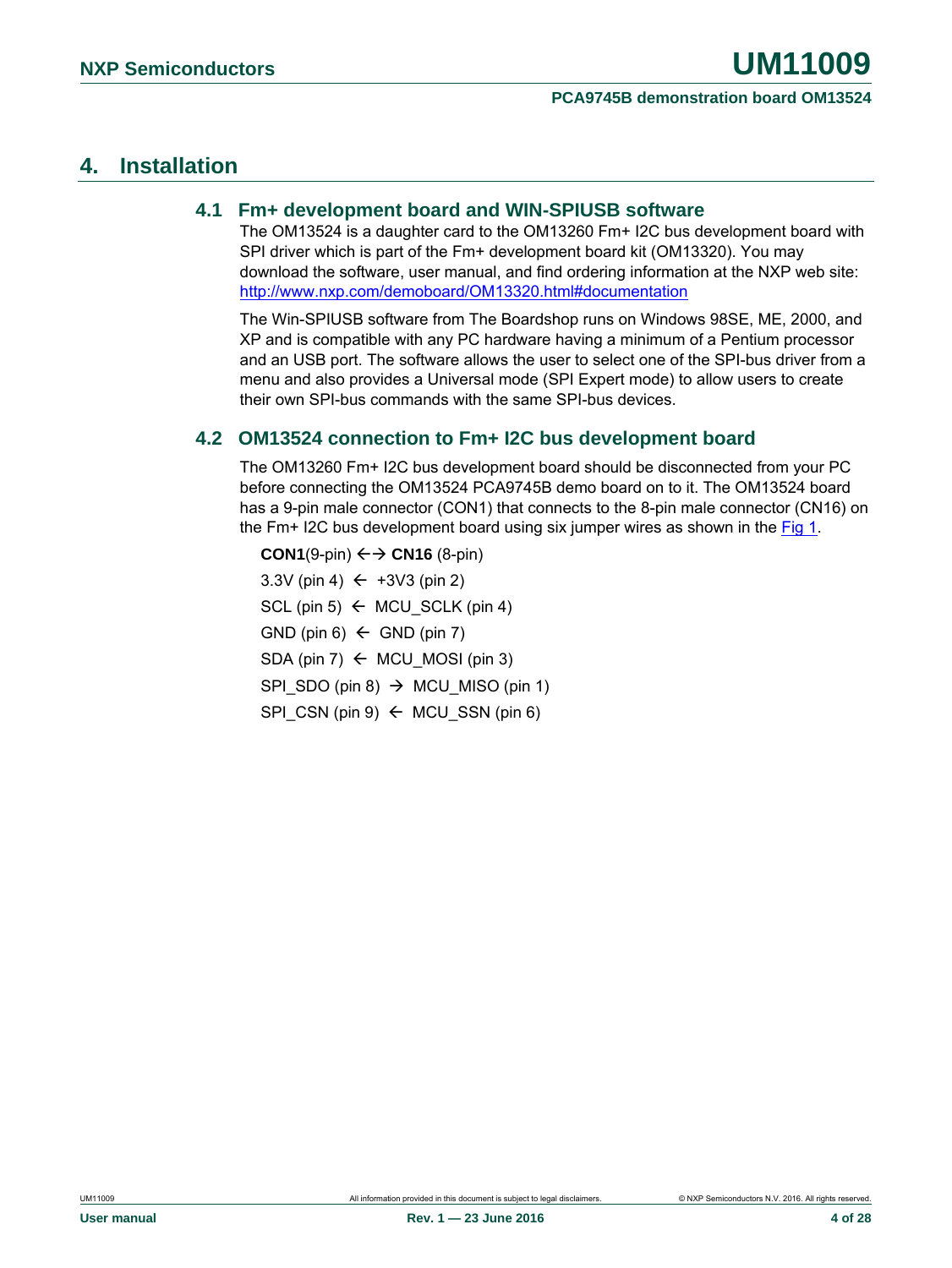# 4. Installation

## 4.1 Fm+ development board and WIN-SPIUSB software

The OM13524 is a daughter card to the OM13260 Fm+ I2C bus development board with SPI driver which is part of the Fm+ development board kit (OM13320). You may download the software, user manual, and find ordering information at the NXP web site: http://www.nxp.com/demoboard/OM13320.html#documentation

The Win-SPIUSB software from The Boardshop runs on Windows 98SE, ME, 2000, and XP and is compatible with any PC hardware having a minimum of a Pentium processor and an USB port. The software allows the user to select one of the SPI-bus driver from a menu and also provides a Universal mode (SPI Expert mode) to allow users to create their own SPI-bus commands with the same SPI-bus devices.

## 4.2 OM13524 connection to Fm+ I2C bus development board

The OM13260 Fm+ I2C bus development board should be disconnected from your PC before connecting the OM13524 PCA9745B demo board on to it. The OM13524 board has a 9-pin male connector (CON1) that connects to the 8-pin male connector (CN16) on the Fm+ I2C bus development board using six jumper wires as shown in the Fig 1.

**CON1**(9-pin) ←→ **CN16** (8-pin)

3.3V (pin 4) ← +3V3 (pin 2)

SCL (pin 5) ← MCU_SCLK (pin 4)

GND (pin 6) ← GND (pin 7)

SDA (pin 7) ← MCU_MOSI (pin 3)

SPI_SDO (pin 8) → MCU_MISO (pin 1)

SPI_CSN (pin 9) ← MCU_SSN (pin 6)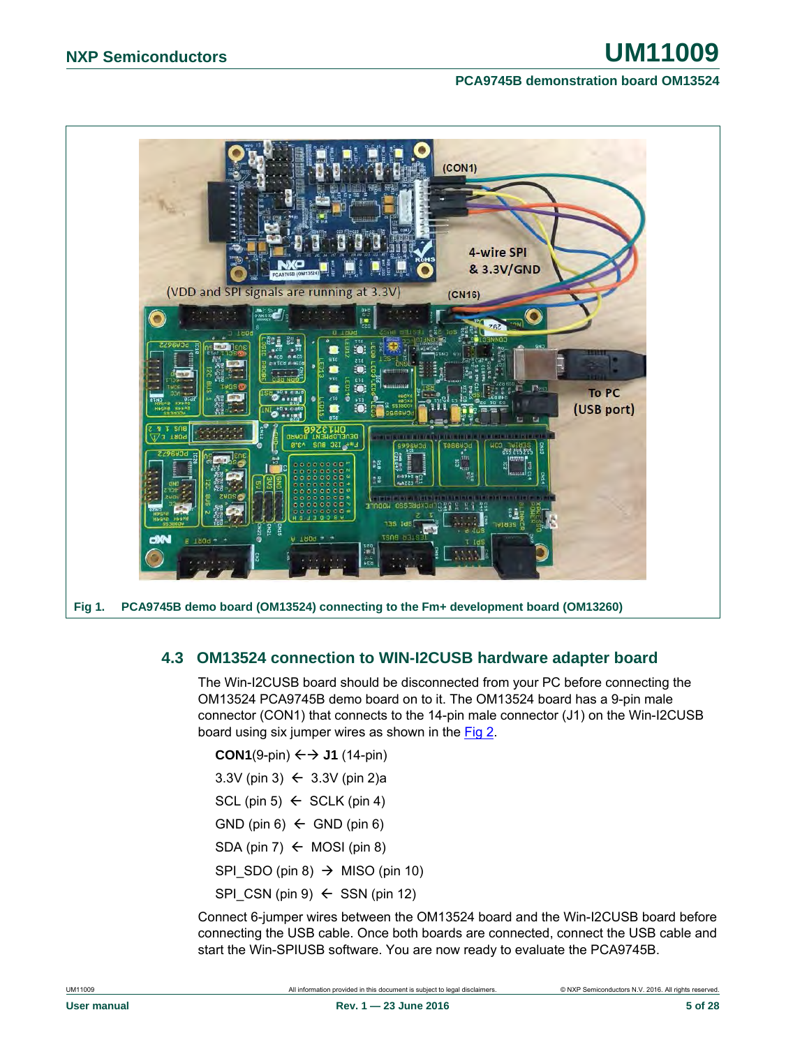Fig 1. PCA9745B demo board (OM13524) connecting to the Fm+ development board (OM13260)

### 4.3 OM13524 connection to WIN-I2CUSB hardware adapter board

The Win-I2CUSB board should be disconnected from your PC before connecting the OM13524 PCA9745B demo board on to it. The OM13524 board has a 9-pin male connector (CON1) that connects to the 14-pin male connector (J1) on the Win-I2CUSB board using six jumper wires as shown in the Fig 2.

**CON1**(9-pin) ←→ **J1** (14-pin)

3.3V (pin 3) ← 3.3V (pin 2)a

SCL (pin 5) ← SCLK (pin 4)

GND (pin 6) ← GND (pin 6)

SDA (pin 7) ← MOSI (pin 8)

SPI_SDO (pin 8) → MISO (pin 10)

SPI_CSN (pin 9) ← SSN (pin 12)

Connect 6-jumper wires between the OM13524 board and the Win-I2CUSB board before connecting the USB cable. Once both boards are connected, connect the USB cable and start the Win-SPIUSB software. You are now ready to evaluate the PCA9745B.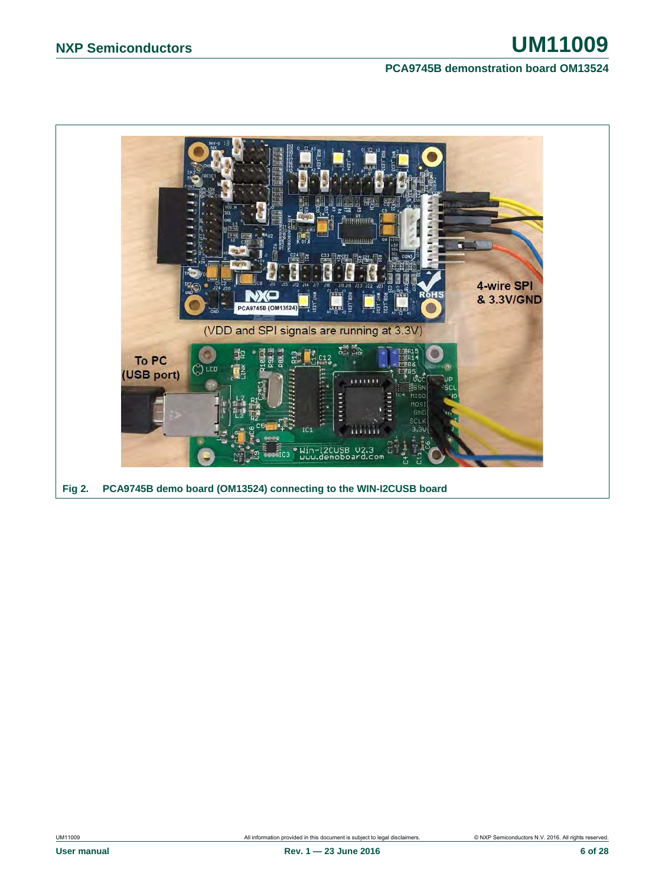Fig 2. PCA9745B demo board (OM13524) connecting to the WIN-I2CUSB board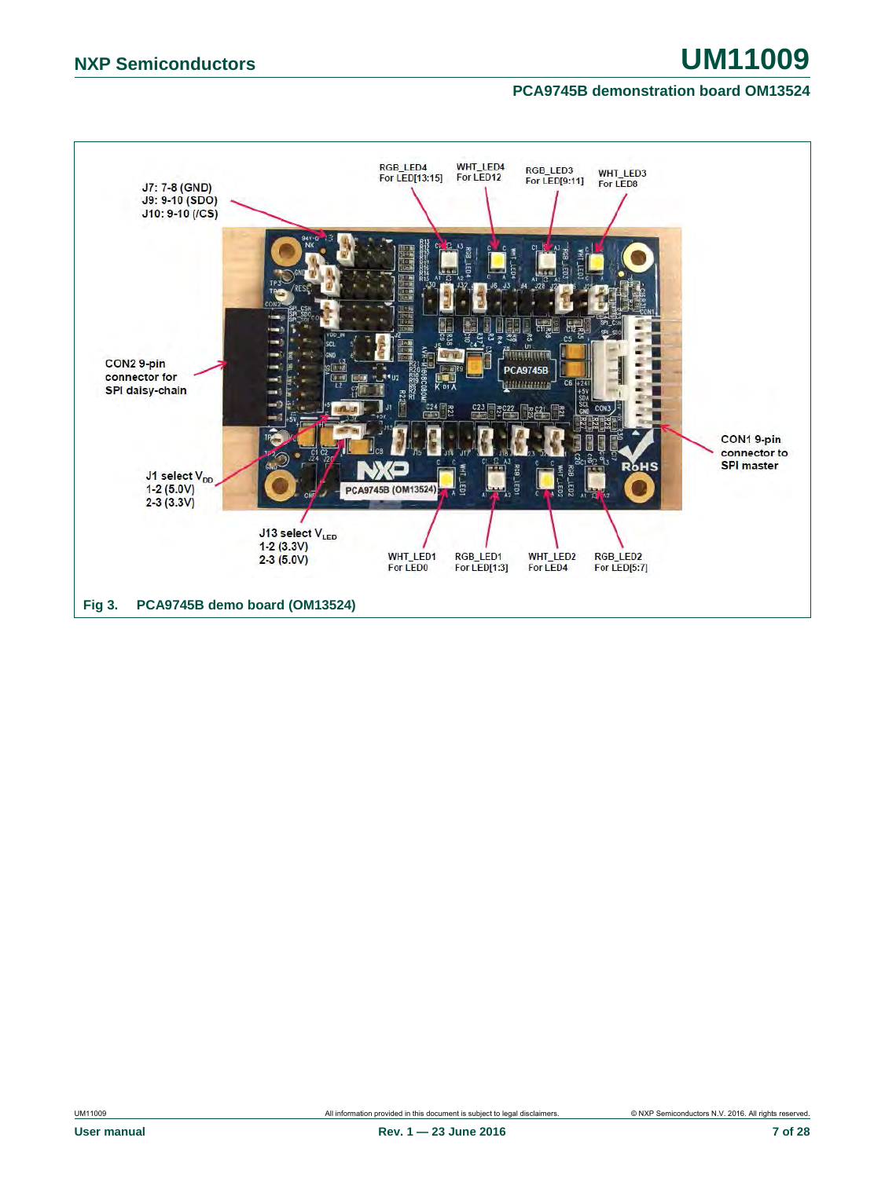J7: 7-8 (GND)
J9: 9-10 (SDO)
J10: 9-10 (/CS)

RGB_LED4
For LED[13:15]

WHT_LED4
For LED12

RGB_LED3
For LED[9:11]

WHT_LED3
For LED8

CON2 9-pin connector for SPI daisy-chain

CON1 9-pin connector to SPI master

J1 select $V_{DD}$
1-2 (5.0V)
2-3 (3.3V)

J13 select $V_{LED}$
1-2 (3.3V)
2-3 (5.0V)

WHT_LED1
For LED0

RGB_LED1
For LED[1:3]

WHT_LED2
For LED4

RGB_LED2
For LED[5:7]

**Fig 3. PCA9745B demo board (OM13524)**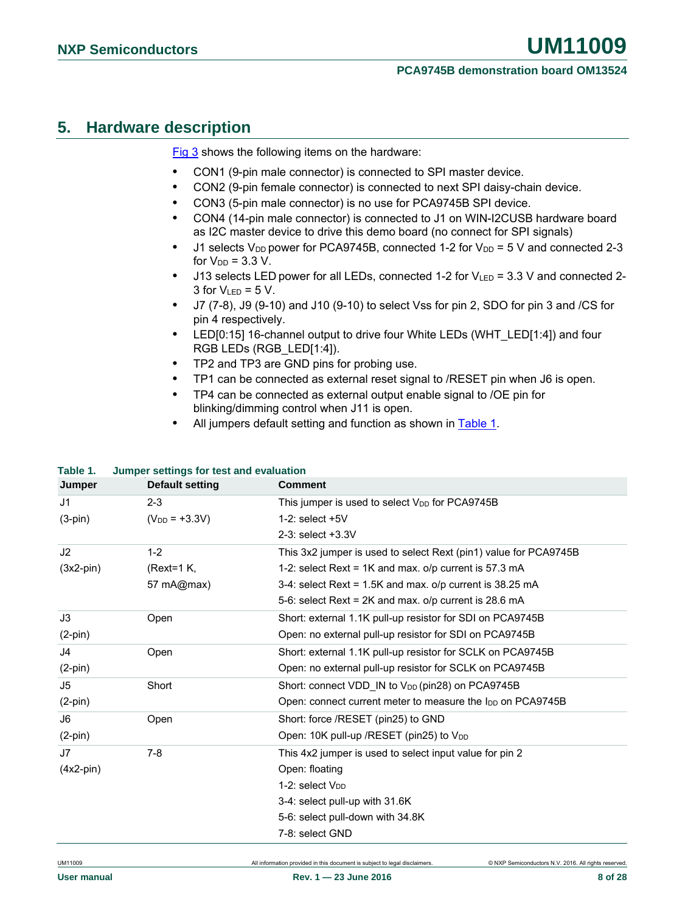## 5. Hardware description

Fig 3 shows the following items on the hardware:

- CON1 (9-pin male connector) is connected to SPI master device.
- CON2 (9-pin female connector) is connected to next SPI daisy-chain device.
- CON3 (5-pin male connector) is no use for PCA9745B SPI device.
- CON4 (14-pin male connector) is connected to J1 on WIN-I2CUSB hardware board as I2C master device to drive this demo board (no connect for SPI signals)
- J1 selects $V_{DD}$ power for PCA9745B, connected 1-2 for $V_{DD}$ = 5 V and connected 2-3 for $V_{DD}$ = 3.3 V.
- J13 selects LED power for all LEDs, connected 1-2 for $V_{LED}$ = 3.3 V and connected 2-3 for $V_{LED}$ = 5 V.
- J7 (7-8), J9 (9-10) and J10 (9-10) to select Vss for pin 2, SDO for pin 3 and /CS for pin 4 respectively.
- LED[0:15] 16-channel output to drive four White LEDs (WHT_LED[1:4]) and four RGB LEDs (RGB_LED[1:4]).
- TP2 and TP3 are GND pins for probing use.
- TP1 can be connected as external reset signal to /RESET pin when J6 is open.
- TP4 can be connected as external output enable signal to /OE pin for blinking/dimming control when J11 is open.
- All jumpers default setting and function as shown in Table 1.

**Table 1. Jumper settings for test and evaluation**

| Jumper | Default setting | Comment |
|---|---|---|
| J1 (3-pin) | 2-3 ($V_{DD}$ = +3.3V) | This jumper is used to select $V_{DD}$ for PCA9745B<br>1-2: select +5V<br>2-3: select +3.3V |
| J2 (3x2-pin) | 1-2 (Rext=1 K, 57 mA@max) | This 3x2 jumper is used to select Rext (pin1) value for PCA9745B<br>1-2: select Rext = 1K and max. o/p current is 57.3 mA<br>3-4: select Rext = 1.5K and max. o/p current is 38.25 mA<br>5-6: select Rext = 2K and max. o/p current is 28.6 mA |
| J3 (2-pin) | Open | Short: external 1.1K pull-up resistor for SDI on PCA9745B<br>Open: no external pull-up resistor for SDI on PCA9745B |
| J4 (2-pin) | Open | Short: external 1.1K pull-up resistor for SCLK on PCA9745B<br>Open: no external pull-up resistor for SCLK on PCA9745B |
| J5 (2-pin) | Short | Short: connect VDD_IN to $V_{DD}$ (pin28) on PCA9745B<br>Open: connect current meter to measure the $I_{DD}$ on PCA9745B |
| J6 (2-pin) | Open | Short: force /RESET (pin25) to GND<br>Open: 10K pull-up /RESET (pin25) to $V_{DD}$ |
| J7 (4x2-pin) | 7-8 | This 4x2 jumper is used to select input value for pin 2<br>Open: floating<br>1-2: select $V_{DD}$<br>3-4: select pull-up with 31.6K<br>5-6: select pull-down with 34.8K<br>7-8: select GND |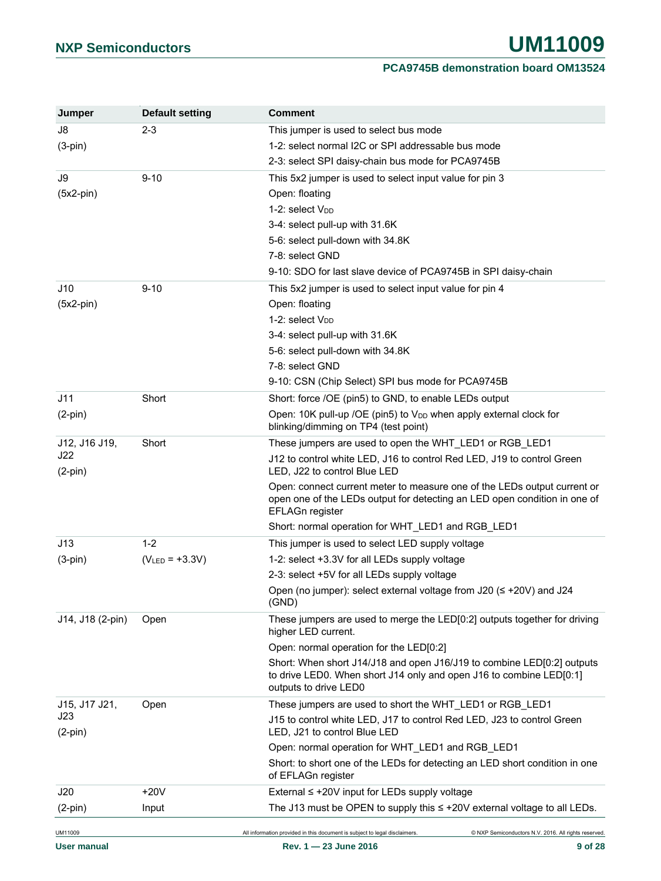| Jumper | Default setting | Comment |
|---|---|---|
| J8 (3-pin) | 2-3 | This jumper is used to select bus mode<br>1-2: select normal I2C or SPI addressable bus mode<br>2-3: select SPI daisy-chain bus mode for PCA9745B |
| J9 (5x2-pin) | 9-10 | This 5x2 jumper is used to select input value for pin 3<br>Open: floating<br>1-2: select $V_{DD}$<br>3-4: select pull-up with 31.6K<br>5-6: select pull-down with 34.8K<br>7-8: select GND<br>9-10: SDO for last slave device of PCA9745B in SPI daisy-chain |
| J10 (5x2-pin) | 9-10 | This 5x2 jumper is used to select input value for pin 4<br>Open: floating<br>1-2: select $V_{DD}$<br>3-4: select pull-up with 31.6K<br>5-6: select pull-down with 34.8K<br>7-8: select GND<br>9-10: CSN (Chip Select) SPI bus mode for PCA9745B |
| J11 (2-pin) | Short | Short: force /OE (pin5) to GND, to enable LEDs output<br>Open: 10K pull-up /OE (pin5) to $V_{DD}$ when apply external clock for blinking/dimming on TP4 (test point) |
| J12, J16 J19, J22 (2-pin) | Short | These jumpers are used to open the WHT_LED1 or RGB_LED1<br>J12 to control white LED, J16 to control Red LED, J19 to control Green LED, J22 to control Blue LED<br>Open: connect current meter to measure one of the LEDs output current or open one of the LEDs output for detecting an LED open condition in one of EFLAGn register<br>Short: normal operation for WHT_LED1 and RGB_LED1 |
| J13 (3-pin) | 1-2 ($V_{LED}$ = +3.3V) | This jumper is used to select LED supply voltage<br>1-2: select +3.3V for all LEDs supply voltage<br>2-3: select +5V for all LEDs supply voltage<br>Open (no jumper): select external voltage from J20 (≤ +20V) and J24 (GND) |
| J14, J18 (2-pin) | Open | These jumpers are used to merge the LED[0:2] outputs together for driving higher LED current.<br>Open: normal operation for the LED[0:2]<br>Short: When short J14/J18 and open J16/J19 to combine LED[0:2] outputs to drive LED0. When short J14 only and open J16 to combine LED[0:1] outputs to drive LED0 |
| J15, J17 J21, J23 (2-pin) | Open | These jumpers are used to short the WHT_LED1 or RGB_LED1<br>J15 to control white LED, J17 to control Red LED, J23 to control Green LED, J21 to control Blue LED<br>Open: normal operation for WHT_LED1 and RGB_LED1<br>Short: to short one of the LEDs for detecting an LED short condition in one of EFLAGn register |
| J20 (2-pin) | +20V Input | External ≤ +20V input for LEDs supply voltage<br>The J13 must be OPEN to supply this ≤ +20V external voltage to all LEDs. |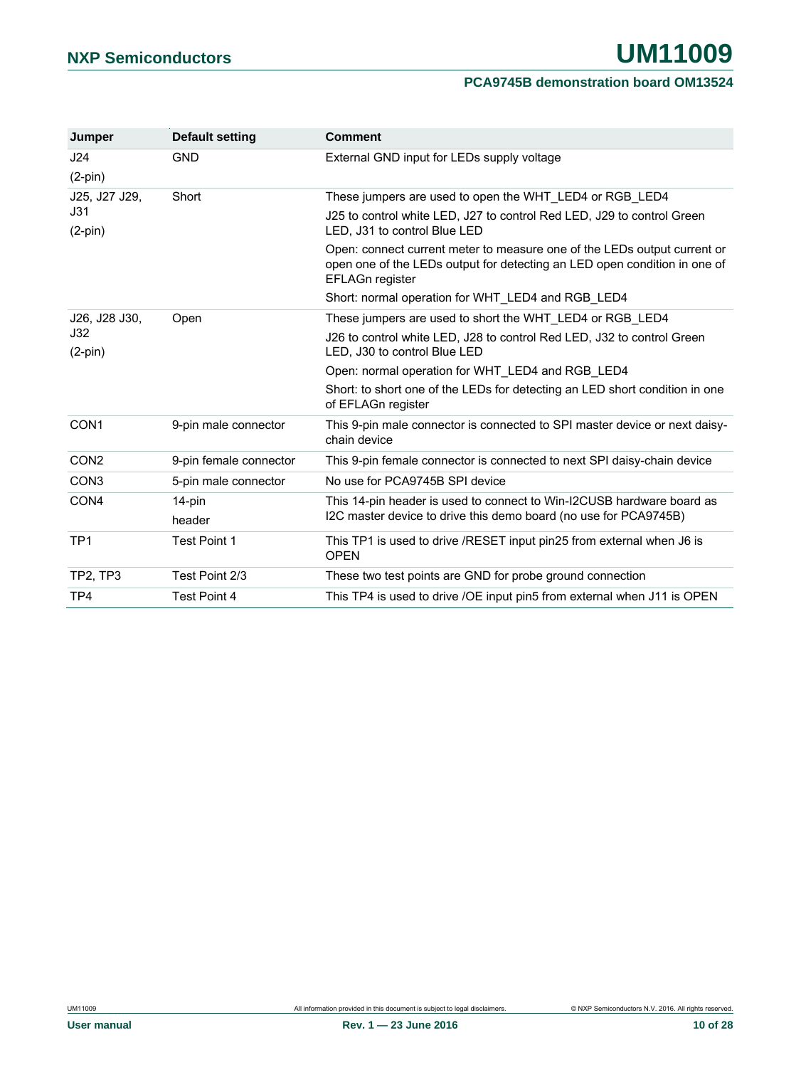| Jumper | Default setting | Comment |
|---|---|---|
| J24 (2-pin) | GND | External GND input for LEDs supply voltage |
| J25, J27 J29, J31 (2-pin) | Short | These jumpers are used to open the WHT_LED4 or RGB_LED4<br>J25 to control white LED, J27 to control Red LED, J29 to control Green LED, J31 to control Blue LED<br>Open: connect current meter to measure one of the LEDs output current or open one of the LEDs output for detecting an LED open condition in one of EFLAGn register<br>Short: normal operation for WHT_LED4 and RGB_LED4 |
| J26, J28 J30, J32 (2-pin) | Open | These jumpers are used to short the WHT_LED4 or RGB_LED4<br>J26 to control white LED, J28 to control Red LED, J32 to control Green LED, J30 to control Blue LED<br>Open: normal operation for WHT_LED4 and RGB_LED4<br>Short: to short one of the LEDs for detecting an LED short condition in one of EFLAGn register |
| CON1 | 9-pin male connector | This 9-pin male connector is connected to SPI master device or next daisy-chain device |
| CON2 | 9-pin female connector | This 9-pin female connector is connected to next SPI daisy-chain device |
| CON3 | 5-pin male connector | No use for PCA9745B SPI device |
| CON4 | 14-pin header | This 14-pin header is used to connect to Win-I2CUSB hardware board as I2C master device to drive this demo board (no use for PCA9745B) |
| TP1 | Test Point 1 | This TP1 is used to drive /RESET input pin25 from external when J6 is OPEN |
| TP2, TP3 | Test Point 2/3 | These two test points are GND for probe ground connection |
| TP4 | Test Point 4 | This TP4 is used to drive /OE input pin5 from external when J11 is OPEN |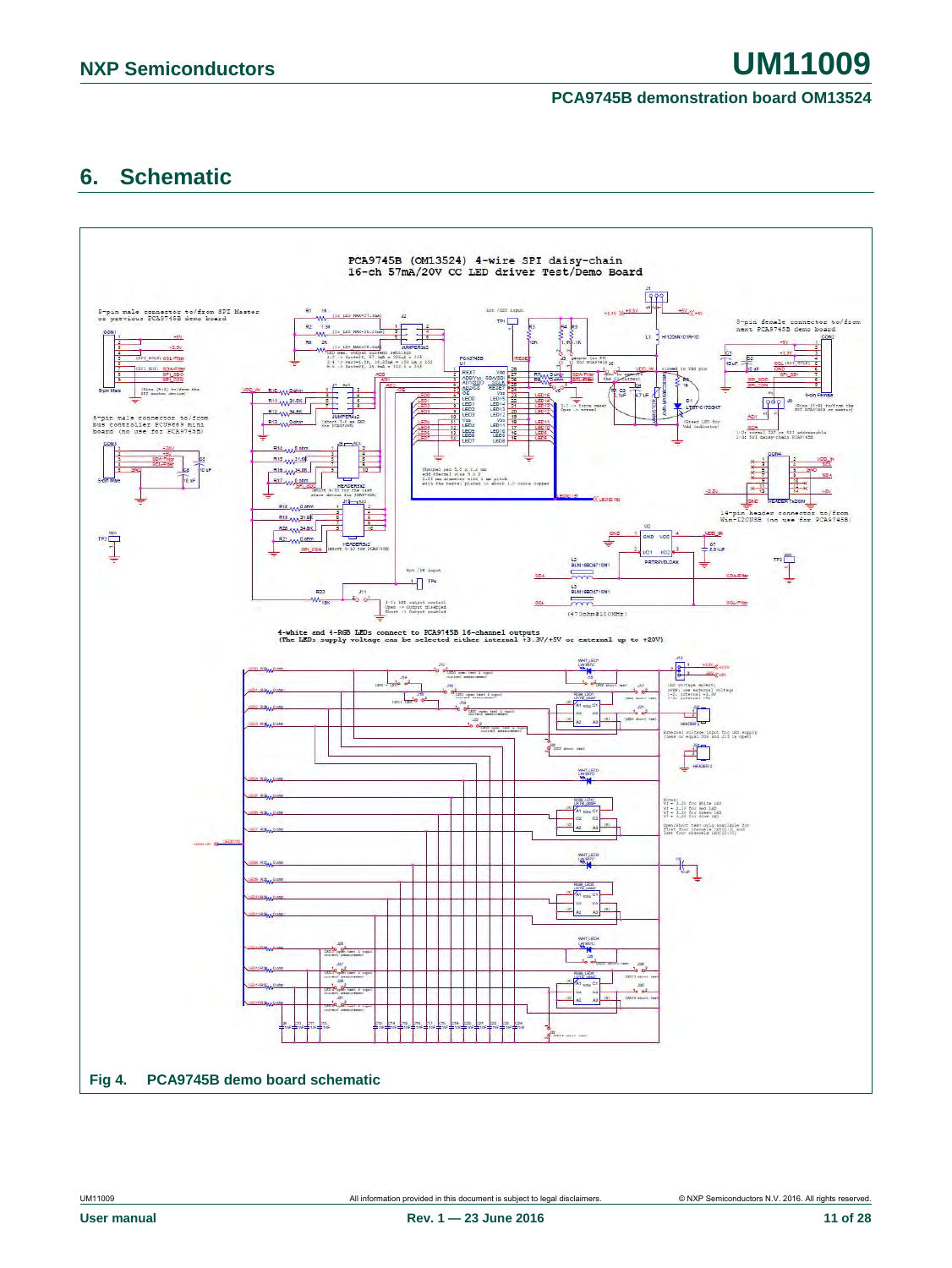## 6. Schematic

Fig 4. PCA9745B demo board schematic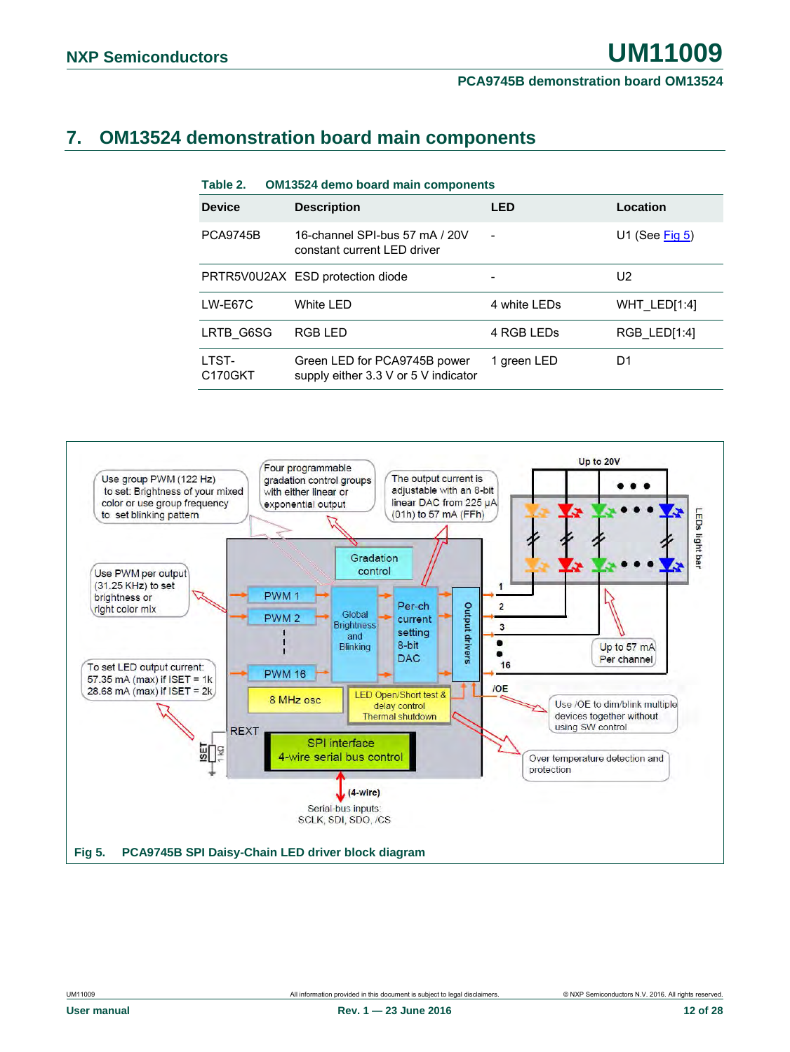# 7. OM13524 demonstration board main components

**Table 2. OM13524 demo board main components**

| Device | Description | LED | Location |
|---|---|---|---|
| PCA9745B | 16-channel SPI-bus 57 mA / 20V constant current LED driver | - | U1 (See Fig 5) |
| PRTR5V0U2AX | ESD protection diode | - | U2 |
| LW-E67C | White LED | 4 white LEDs | WHT_LED[1:4] |
| LRTB_G6SG | RGB LED | 4 RGB LEDs | RGB_LED[1:4] |
| LTST-C170GKT | Green LED for PCA9745B power supply either 3.3 V or 5 V indicator | 1 green LED | D1 |

**Fig 5. PCA9745B SPI Daisy-Chain LED driver block diagram**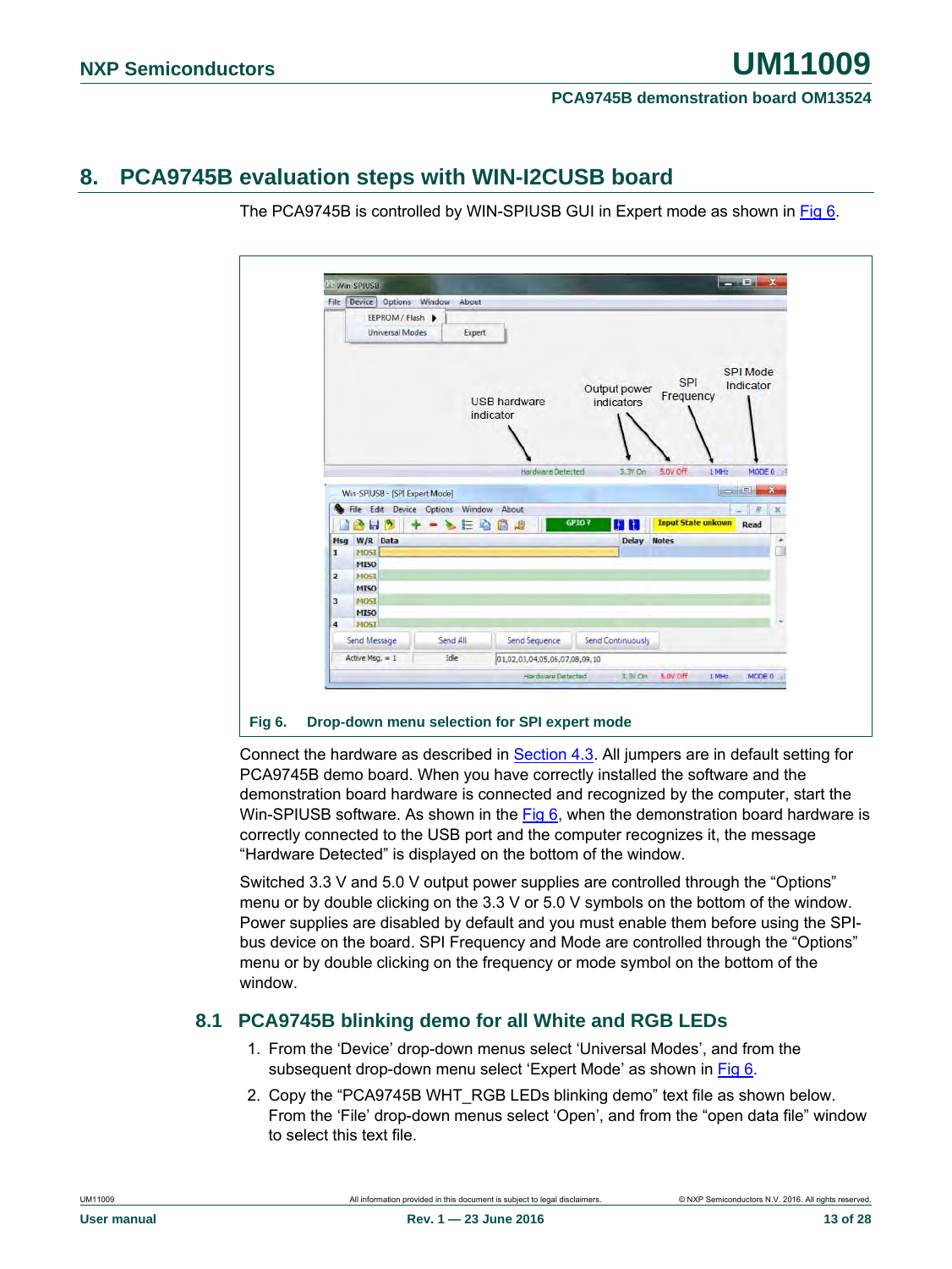## 8. PCA9745B evaluation steps with WIN-I2CUSB board

The PCA9745B is controlled by WIN-SPIUSB GUI in Expert mode as shown in Fig 6.

Fig 6. Drop-down menu selection for SPI expert mode

Connect the hardware as described in Section 4.3. All jumpers are in default setting for PCA9745B demo board. When you have correctly installed the software and the demonstration board hardware is connected and recognized by the computer, start the Win-SPIUSB software. As shown in the Fig 6, when the demonstration board hardware is correctly connected to the USB port and the computer recognizes it, the message “Hardware Detected” is displayed on the bottom of the window.

Switched 3.3 V and 5.0 V output power supplies are controlled through the “Options” menu or by double clicking on the 3.3 V or 5.0 V symbols on the bottom of the window. Power supplies are disabled by default and you must enable them before using the SPI-bus device on the board. SPI Frequency and Mode are controlled through the “Options” menu or by double clicking on the frequency or mode symbol on the bottom of the window.

### 8.1 PCA9745B blinking demo for all White and RGB LEDs

1. From the ‘Device’ drop-down menus select ‘Universal Modes’, and from the subsequent drop-down menu select ‘Expert Mode’ as shown in Fig 6.
2. Copy the “PCA9745B WHT_RGB LEDs blinking demo” text file as shown below. From the ‘File’ drop-down menus select ‘Open’, and from the “open data file” window to select this text file.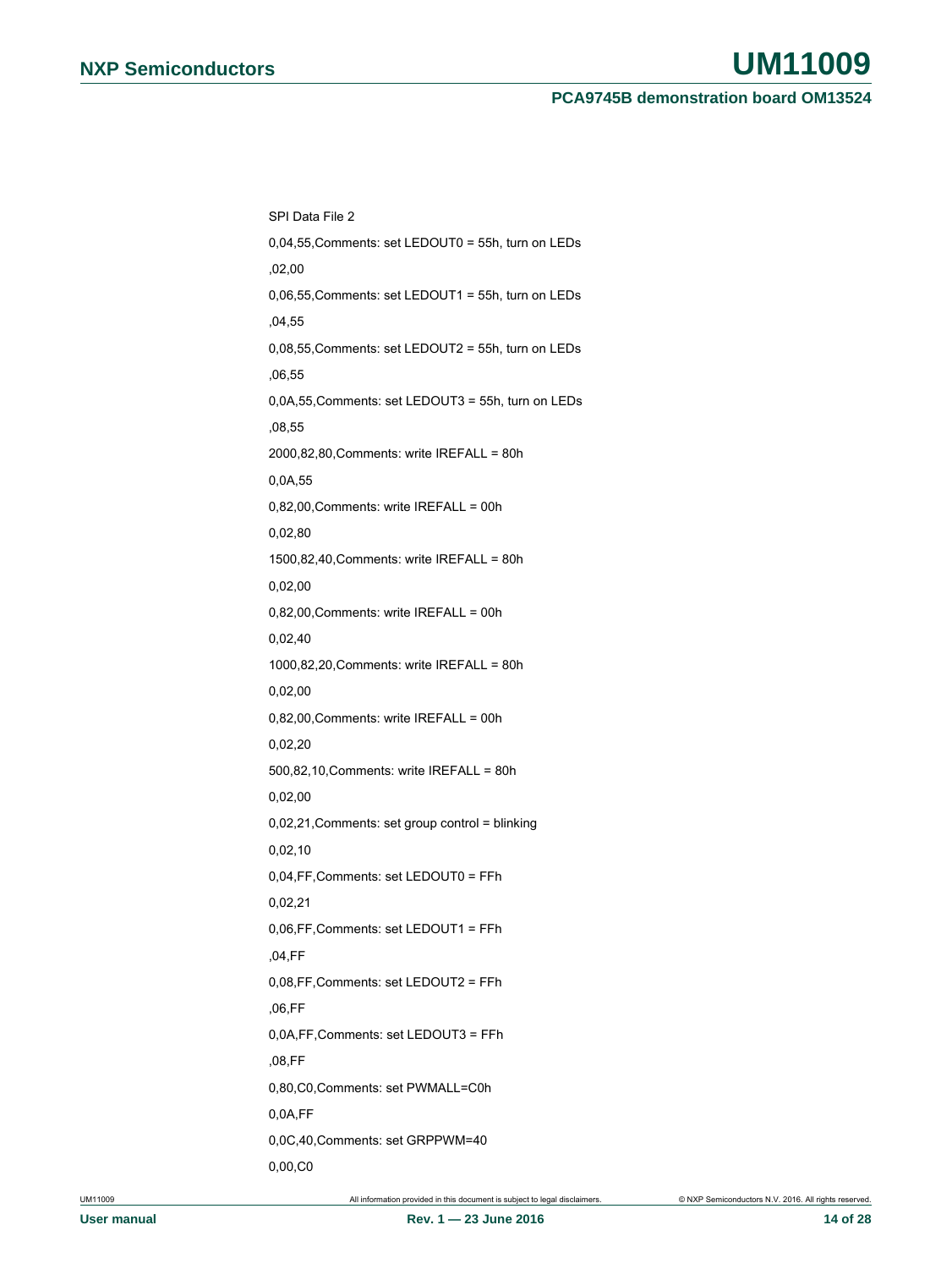SPI Data File 2

0,04,55,Comments: set LEDOUT0 = 55h, turn on LEDs

,02,00

0,06,55,Comments: set LEDOUT1 = 55h, turn on LEDs

,04,55

0,08,55,Comments: set LEDOUT2 = 55h, turn on LEDs

,06,55

0,0A,55,Comments: set LEDOUT3 = 55h, turn on LEDs

,08,55

2000,82,80,Comments: write IREFALL = 80h

0,0A,55

0,82,00,Comments: write IREFALL = 00h

0,02,80

1500,82,40,Comments: write IREFALL = 80h

0,02,00

0,82,00,Comments: write IREFALL = 00h

0,02,40

1000,82,20,Comments: write IREFALL = 80h

0,02,00

0,82,00,Comments: write IREFALL = 00h

0,02,20

500,82,10,Comments: write IREFALL = 80h

0,02,00

0,02,21,Comments: set group control = blinking

0,02,10

0,04,FF,Comments: set LEDOUT0 = FFh

0,02,21

0,06,FF,Comments: set LEDOUT1 = FFh

,04,FF

0,08,FF,Comments: set LEDOUT2 = FFh

,06,FF

0,0A,FF,Comments: set LEDOUT3 = FFh

,08,FF

0,80,C0,Comments: set PWMALL=C0h

0,0A,FF

0,0C,40,Comments: set GRPPWM=40

0,00,C0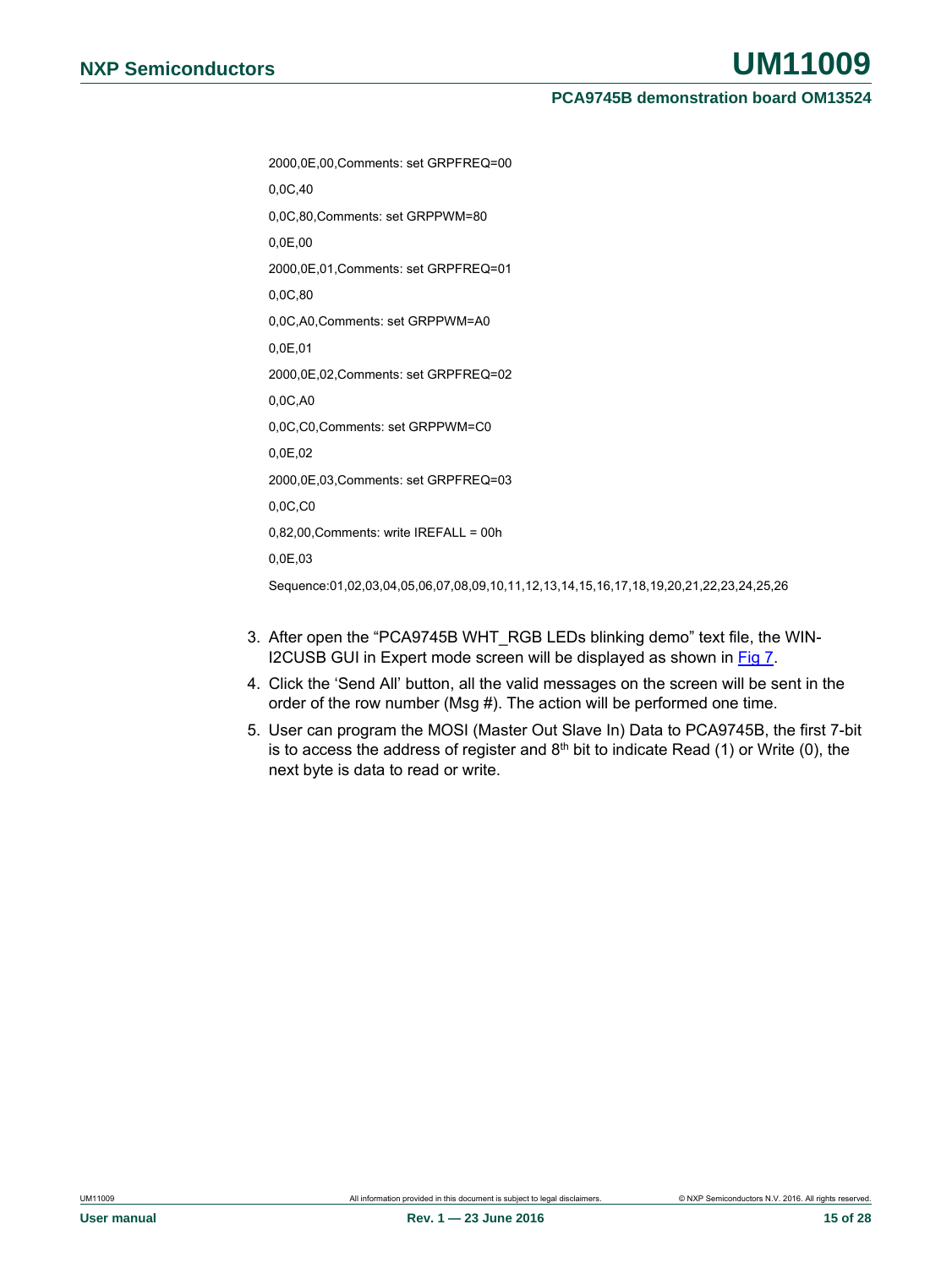```
2000,0E,00,Comments: set GRPFREQ=00

0,0C,40

0,0C,80,Comments: set GRPPWM=80

0,0E,00

2000,0E,01,Comments: set GRPFREQ=01

0,0C,80

0,0C,A0,Comments: set GRPPWM=A0

0,0E,01

2000,0E,02,Comments: set GRPFREQ=02

0,0C,A0

0,0C,C0,Comments: set GRPPWM=C0

0,0E,02

2000,0E,03,Comments: set GRPFREQ=03

0,0C,C0

0,82,00,Comments: write IREFALL = 00h

0,0E,03

Sequence:01,02,03,04,05,06,07,08,09,10,11,12,13,14,15,16,17,18,19,20,21,22,23,24,25,26
```

3. After open the “PCA9745B WHT_RGB LEDs blinking demo” text file, the WIN-I2CUSB GUI in Expert mode screen will be displayed as shown in Fig 7.
4. Click the ‘Send All’ button, all the valid messages on the screen will be sent in the order of the row number (Msg #). The action will be performed one time.
5. User can program the MOSI (Master Out Slave In) Data to PCA9745B, the first 7-bit is to access the address of register and 8$^{th}$ bit to indicate Read (1) or Write (0), the next byte is data to read or write.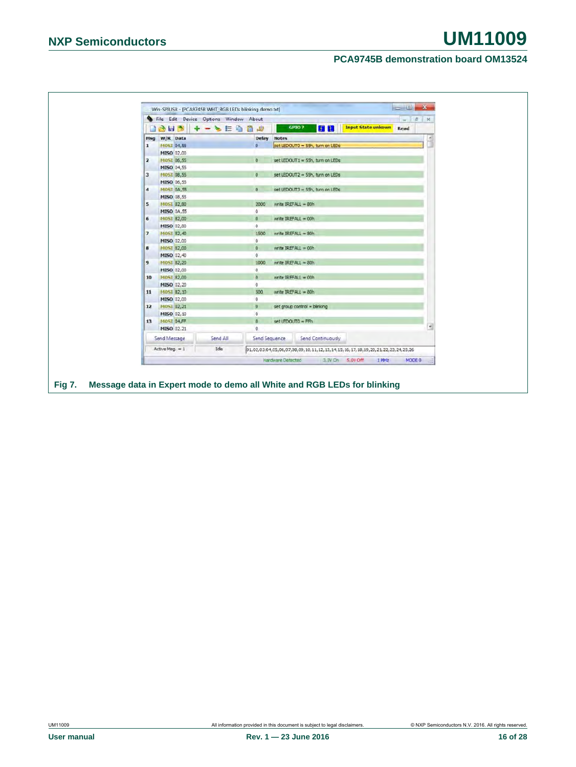| Msg | W/R | Data | Delay | Notes |
|---|---|---|---|---|
| 1 | MOSI | 04,55 | 0 | set LEDOUT0 = 55h, turn on LEDs |
| | MISO | 02,00 | | |
| 2 | MOSI | 06,55 | 0 | set LEDOUT1 = 55h, turn on LEDs |
| | MISO | 04,55 | | |
| 3 | MOSI | 08,55 | 0 | set LEDOUT2 = 55h, turn on LEDs |
| | MISO | 06,55 | | |
| 4 | MOSI | 0A,55 | 0 | set LEDOUT3 = 55h, turn on LEDs |
| | MISO | 08,55 | | |
| 5 | MOSI | 82,80 | 2000 | write IREFALL = 80h |
| | MISO | 0A,55 | 0 | |
| 6 | MOSI | 82,00 | 0 | write IREFALL = 00h |
| | MISO | 02,80 | 0 | |
| 7 | MOSI | 82,40 | 1500 | write IREFALL = 80h |
| | MISO | 02,00 | 0 | |
| 8 | MOSI | 82,00 | 0 | write IREFALL = 00h |
| | MISO | 02,40 | 0 | |
| 9 | MOSI | 82,20 | 1000 | write IREFALL = 80h |
| | MISO | 02,00 | 0 | |
| 10 | MOSI | 82,00 | 0 | write IREFALL = 00h |
| | MISO | 02,20 | 0 | |
| 11 | MOSI | 82,10 | 500 | write IREFALL = 80h |
| | MISO | 02,00 | 0 | |
| 12 | MOSI | 02,21 | 0 | set group control = blinking |
| | MISO | 02,10 | 0 | |
| 13 | MOSI | 04,FF | 0 | set LEDOUT0 = FFh |
| | MISO | 02,21 | 0 | |

Fig 7. Message data in Expert mode to demo all White and RGB LEDs for blinking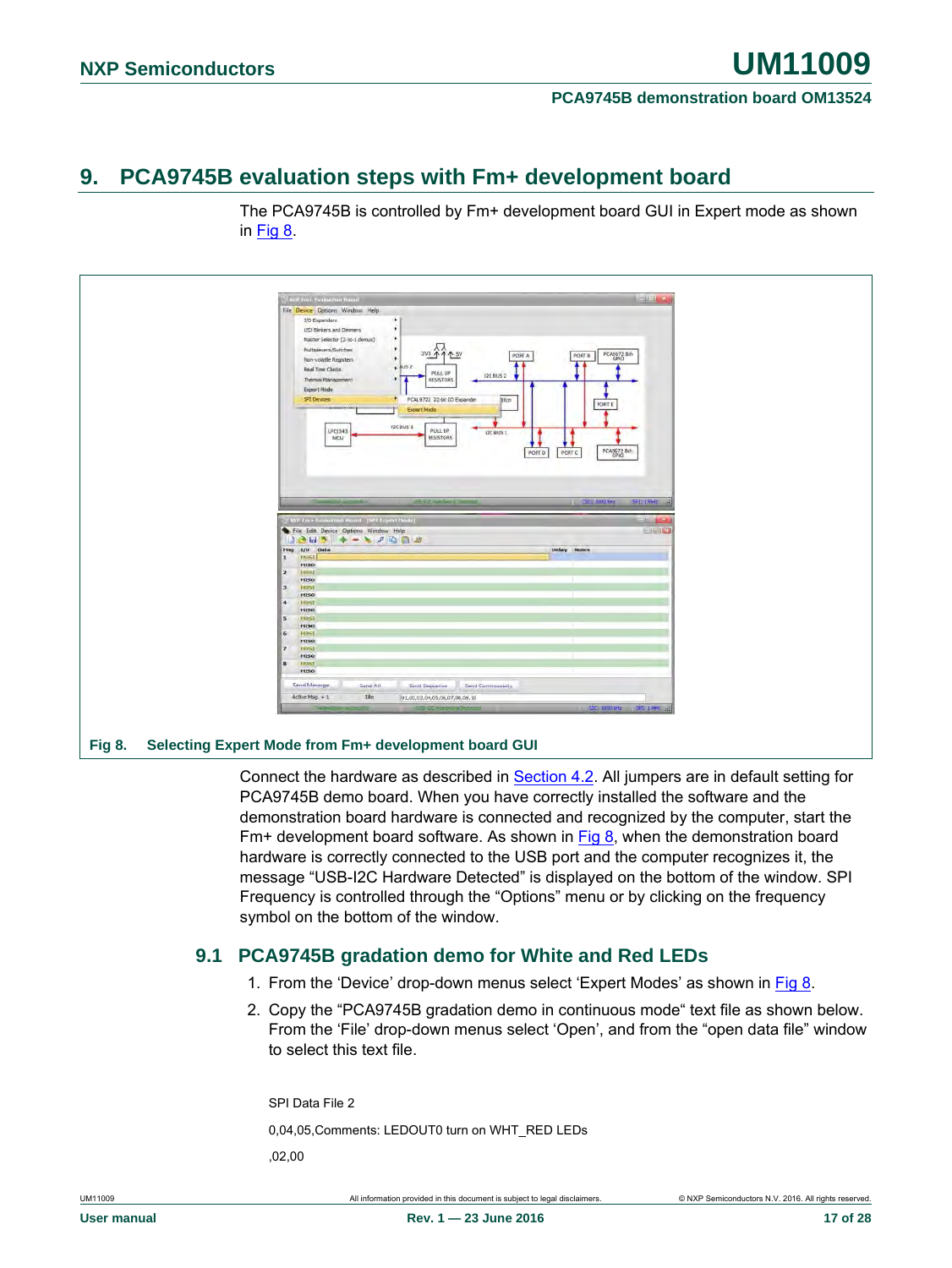## 9. PCA9745B evaluation steps with Fm+ development board

The PCA9745B is controlled by Fm+ development board GUI in Expert mode as shown in Fig 8.

Fig 8. Selecting Expert Mode from Fm+ development board GUI

Connect the hardware as described in Section 4.2. All jumpers are in default setting for PCA9745B demo board. When you have correctly installed the software and the demonstration board hardware is connected and recognized by the computer, start the Fm+ development board software. As shown in Fig 8, when the demonstration board hardware is correctly connected to the USB port and the computer recognizes it, the message “USB-I2C Hardware Detected” is displayed on the bottom of the window. SPI Frequency is controlled through the “Options” menu or by clicking on the frequency symbol on the bottom of the window.

### 9.1 PCA9745B gradation demo for White and Red LEDs

1. From the ‘Device’ drop-down menus select ‘Expert Modes’ as shown in Fig 8.
2. Copy the “PCA9745B gradation demo in continuous mode“ text file as shown below. From the ‘File’ drop-down menus select ‘Open’, and from the “open data file” window to select this text file.

SPI Data File 2

0,04,05,Comments: LEDOUT0 turn on WHT_RED LEDs

,02,00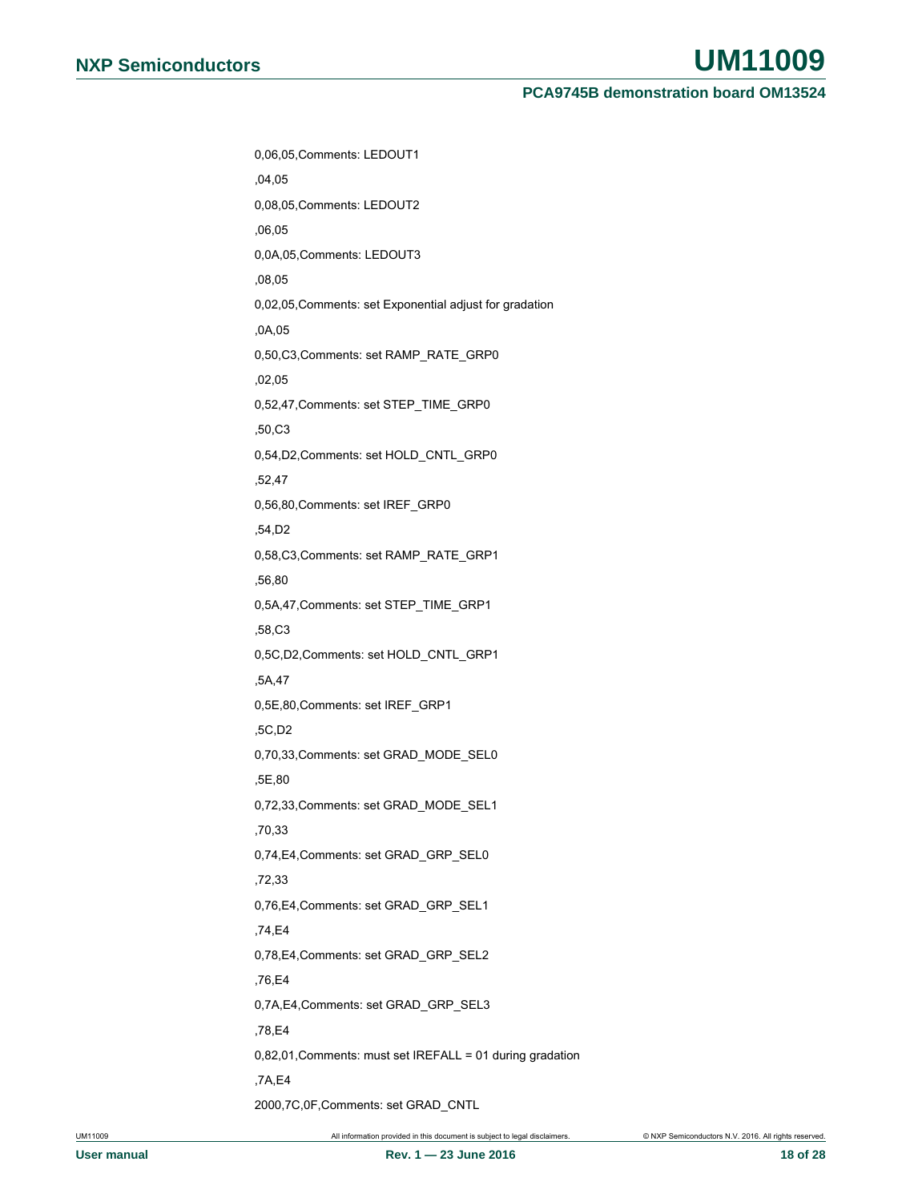```
0,06,05,Comments: LEDOUT1
,04,05
0,08,05,Comments: LEDOUT2
,06,05
0,0A,05,Comments: LEDOUT3
,08,05
0,02,05,Comments: set Exponential adjust for gradation
,0A,05
0,50,C3,Comments: set RAMP_RATE_GRP0
,02,05
0,52,47,Comments: set STEP_TIME_GRP0
,50,C3
0,54,D2,Comments: set HOLD_CNTL_GRP0
,52,47
0,56,80,Comments: set IREF_GRP0
,54,D2
0,58,C3,Comments: set RAMP_RATE_GRP1
,56,80
0,5A,47,Comments: set STEP_TIME_GRP1
,58,C3
0,5C,D2,Comments: set HOLD_CNTL_GRP1
,5A,47
0,5E,80,Comments: set IREF_GRP1
,5C,D2
0,70,33,Comments: set GRAD_MODE_SEL0
,5E,80
0,72,33,Comments: set GRAD_MODE_SEL1
,70,33
0,74,E4,Comments: set GRAD_GRP_SEL0
,72,33
0,76,E4,Comments: set GRAD_GRP_SEL1
,74,E4
0,78,E4,Comments: set GRAD_GRP_SEL2
,76,E4
0,7A,E4,Comments: set GRAD_GRP_SEL3
,78,E4
0,82,01,Comments: must set IREFALL = 01 during gradation
,7A,E4
2000,7C,0F,Comments: set GRAD_CNTL
```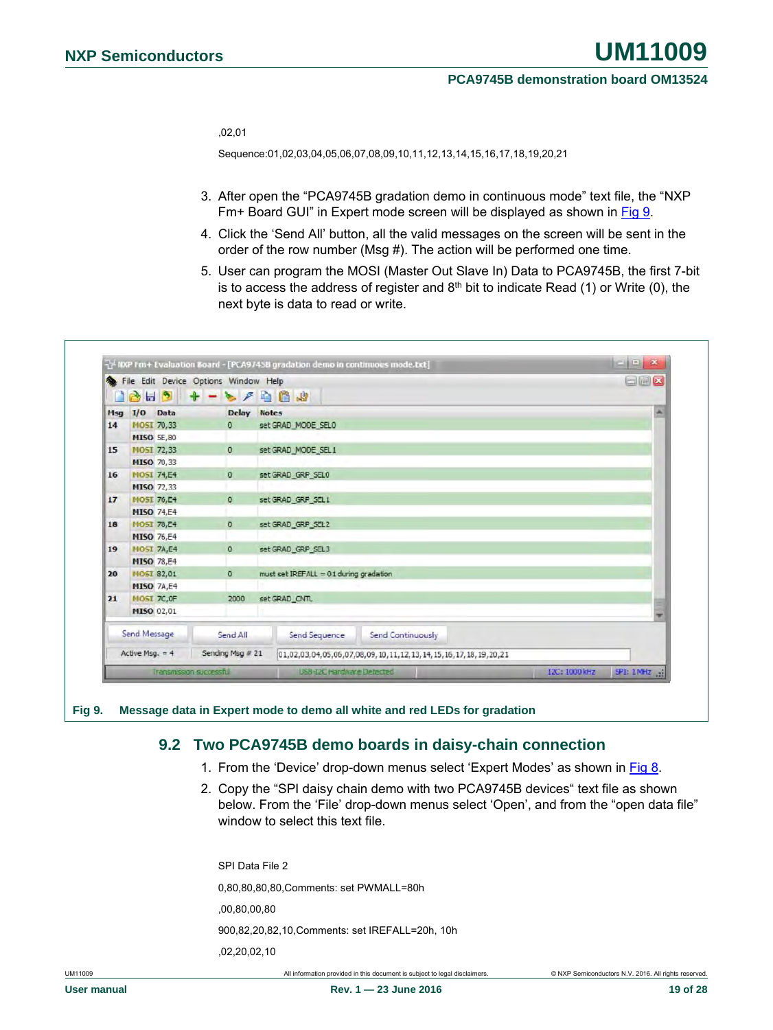,02,01

Sequence:01,02,03,04,05,06,07,08,09,10,11,12,13,14,15,16,17,18,19,20,21

3. After open the “PCA9745B gradation demo in continuous mode” text file, the “NXP Fm+ Board GUI” in Expert mode screen will be displayed as shown in Fig 9.
4. Click the ‘Send All’ button, all the valid messages on the screen will be sent in the order of the row number (Msg #). The action will be performed one time.
5. User can program the MOSI (Master Out Slave In) Data to PCA9745B, the first 7-bit is to access the address of register and 8th bit to indicate Read (1) or Write (0), the next byte is data to read or write.

| Msg | I/O | Data | Delay | Notes |
|---|---|---|---|---|
| 14 | MOSI | 70,33 | 0 | set GRAD_MODE_SEL0 |
| | MISO | 5E,80 | | |
| 15 | MOSI | 72,33 | 0 | set GRAD_MODE_SEL1 |
| | MISO | 70,33 | | |
| 16 | MOSI | 74,E4 | 0 | set GRAD_GRP_SEL0 |
| | MISO | 72,33 | | |
| 17 | MOSI | 76,E4 | 0 | set GRAD_GRP_SEL1 |
| | MISO | 74,E4 | | |
| 18 | MOSI | 78,E4 | 0 | set GRAD_GRP_SEL2 |
| | MISO | 76,E4 | | |
| 19 | MOSI | 7A,E4 | 0 | set GRAD_GRP_SEL3 |
| | MISO | 78,E4 | | |
| 20 | MOSI | 82,01 | 0 | must set IREFALL = 01 during gradation |
| | MISO | 7A,E4 | | |
| 21 | MOSI | 7C,0F | 2000 | set GRAD_CNTL |
| | MISO | 02,01 | | |

Fig 9. Message data in Expert mode to demo all white and red LEDs for gradation

## 9.2 Two PCA9745B demo boards in daisy-chain connection

1. From the ‘Device’ drop-down menus select ‘Expert Modes’ as shown in Fig 8.
2. Copy the “SPI daisy chain demo with two PCA9745B devices“ text file as shown below. From the ‘File’ drop-down menus select ‘Open’, and from the “open data file” window to select this text file.

SPI Data File 2

0,80,80,80,80,Comments: set PWMALL=80h

,00,80,00,80

900,82,20,82,10,Comments: set IREFALL=20h, 10h

,02,20,02,10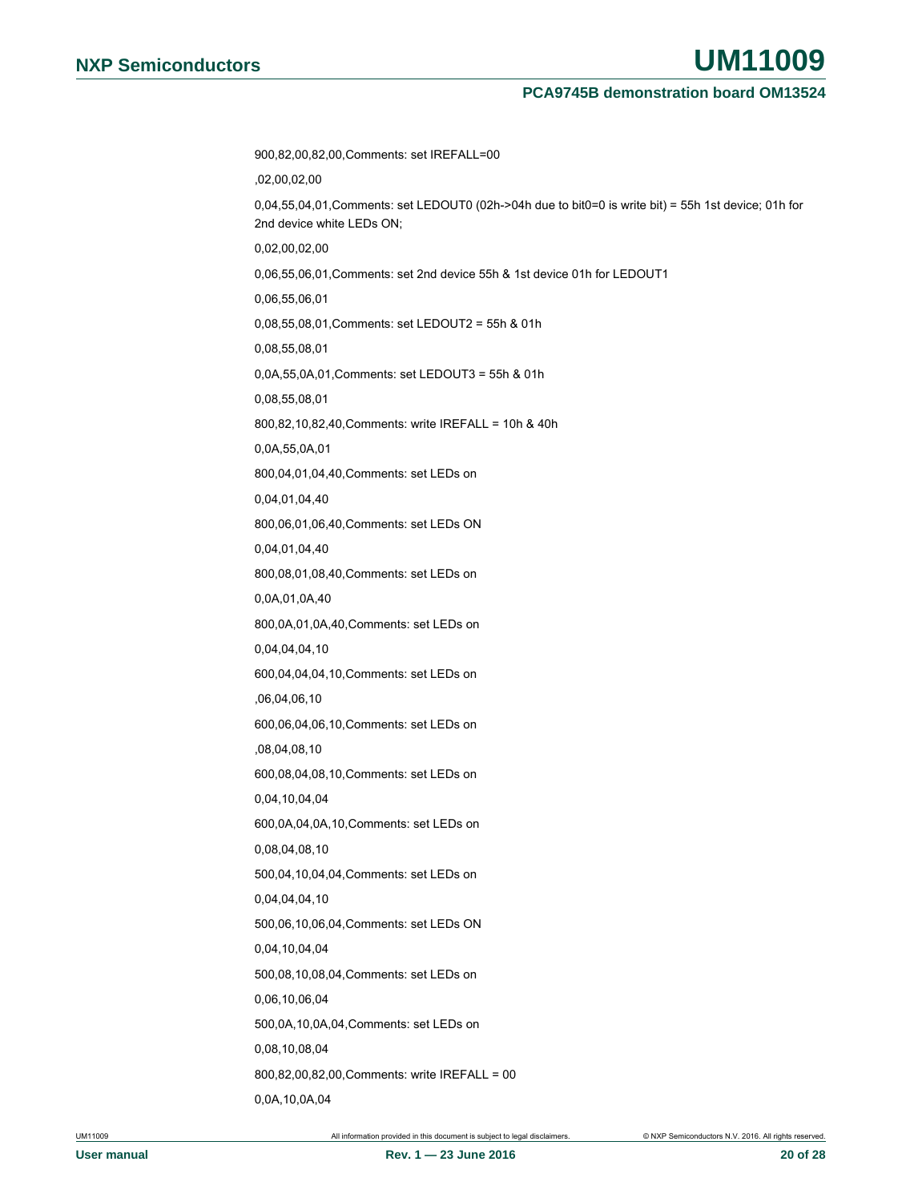900,82,00,82,00,Comments: set IREFALL=00

,02,00,02,00

0,04,55,04,01,Comments: set LEDOUT0 (02h->04h due to bit0=0 is write bit) = 55h 1st device; 01h for 2nd device white LEDs ON;

0,02,00,02,00

0,06,55,06,01,Comments: set 2nd device 55h & 1st device 01h for LEDOUT1

0,06,55,06,01

0,08,55,08,01,Comments: set LEDOUT2 = 55h & 01h

0,08,55,08,01

0,0A,55,0A,01,Comments: set LEDOUT3 = 55h & 01h

0,08,55,08,01

800,82,10,82,40,Comments: write IREFALL = 10h & 40h

0,0A,55,0A,01

800,04,01,04,40,Comments: set LEDs on

0,04,01,04,40

800,06,01,06,40,Comments: set LEDs ON

0,04,01,04,40

800,08,01,08,40,Comments: set LEDs on

0,0A,01,0A,40

800,0A,01,0A,40,Comments: set LEDs on

0,04,04,04,10

600,04,04,04,10,Comments: set LEDs on

,06,04,06,10

600,06,04,06,10,Comments: set LEDs on

,08,04,08,10

600,08,04,08,10,Comments: set LEDs on

0,04,10,04,04

600,0A,04,0A,10,Comments: set LEDs on

0,08,04,08,10

500,04,10,04,04,Comments: set LEDs on

0,04,04,04,10

500,06,10,06,04,Comments: set LEDs ON

0,04,10,04,04

500,08,10,08,04,Comments: set LEDs on

0,06,10,06,04

500,0A,10,0A,04,Comments: set LEDs on

0,08,10,08,04

800,82,00,82,00,Comments: write IREFALL = 00

0,0A,10,0A,04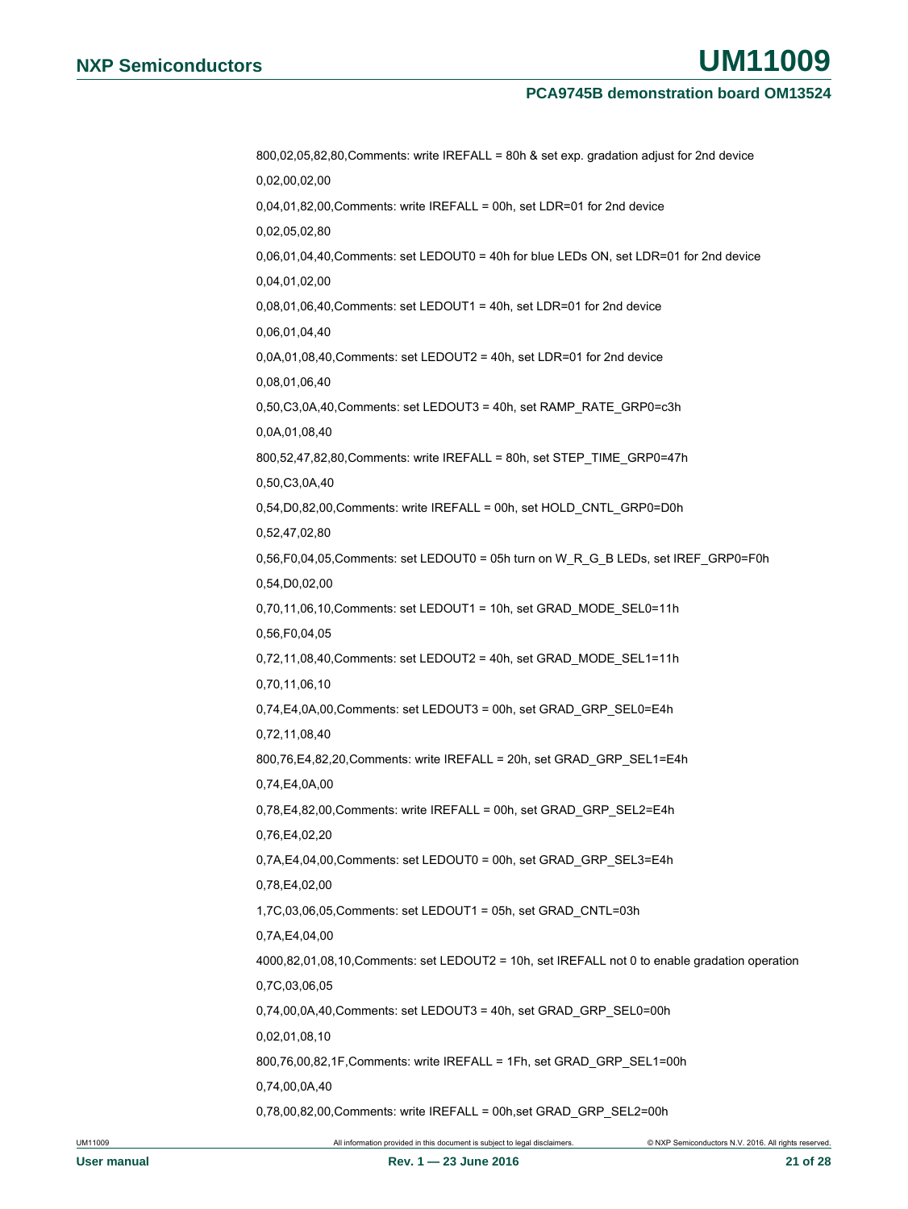800,02,05,82,80,Comments: write IREFALL = 80h & set exp. gradation adjust for 2nd device

0,02,00,02,00

0,04,01,82,00,Comments: write IREFALL = 00h, set LDR=01 for 2nd device

0,02,05,02,80

0,06,01,04,40,Comments: set LEDOUT0 = 40h for blue LEDs ON, set LDR=01 for 2nd device

0,04,01,02,00

0,08,01,06,40,Comments: set LEDOUT1 = 40h, set LDR=01 for 2nd device

0,06,01,04,40

0,0A,01,08,40,Comments: set LEDOUT2 = 40h, set LDR=01 for 2nd device

0,08,01,06,40

0,50,C3,0A,40,Comments: set LEDOUT3 = 40h, set RAMP_RATE_GRP0=c3h

0,0A,01,08,40

800,52,47,82,80,Comments: write IREFALL = 80h, set STEP_TIME_GRP0=47h

0,50,C3,0A,40

0,54,D0,82,00,Comments: write IREFALL = 00h, set HOLD_CNTL_GRP0=D0h

0,52,47,02,80

0,56,F0,04,05,Comments: set LEDOUT0 = 05h turn on W_R_G_B LEDs, set IREF_GRP0=F0h

0,54,D0,02,00

0,70,11,06,10,Comments: set LEDOUT1 = 10h, set GRAD_MODE_SEL0=11h

0,56,F0,04,05

0,72,11,08,40,Comments: set LEDOUT2 = 40h, set GRAD_MODE_SEL1=11h

0,70,11,06,10

0,74,E4,0A,00,Comments: set LEDOUT3 = 00h, set GRAD_GRP_SEL0=E4h

0,72,11,08,40

800,76,E4,82,20,Comments: write IREFALL = 20h, set GRAD_GRP_SEL1=E4h

0,74,E4,0A,00

0,78,E4,82,00,Comments: write IREFALL = 00h, set GRAD_GRP_SEL2=E4h

0,76,E4,02,20

0,7A,E4,04,00,Comments: set LEDOUT0 = 00h, set GRAD_GRP_SEL3=E4h

0,78,E4,02,00

1,7C,03,06,05,Comments: set LEDOUT1 = 05h, set GRAD_CNTL=03h

0,7A,E4,04,00

4000,82,01,08,10,Comments: set LEDOUT2 = 10h, set IREFALL not 0 to enable gradation operation

0,7C,03,06,05

0,74,00,0A,40,Comments: set LEDOUT3 = 40h, set GRAD_GRP_SEL0=00h

0,02,01,08,10

800,76,00,82,1F,Comments: write IREFALL = 1Fh, set GRAD_GRP_SEL1=00h

0,74,00,0A,40

0,78,00,82,00,Comments: write IREFALL = 00h,set GRAD_GRP_SEL2=00h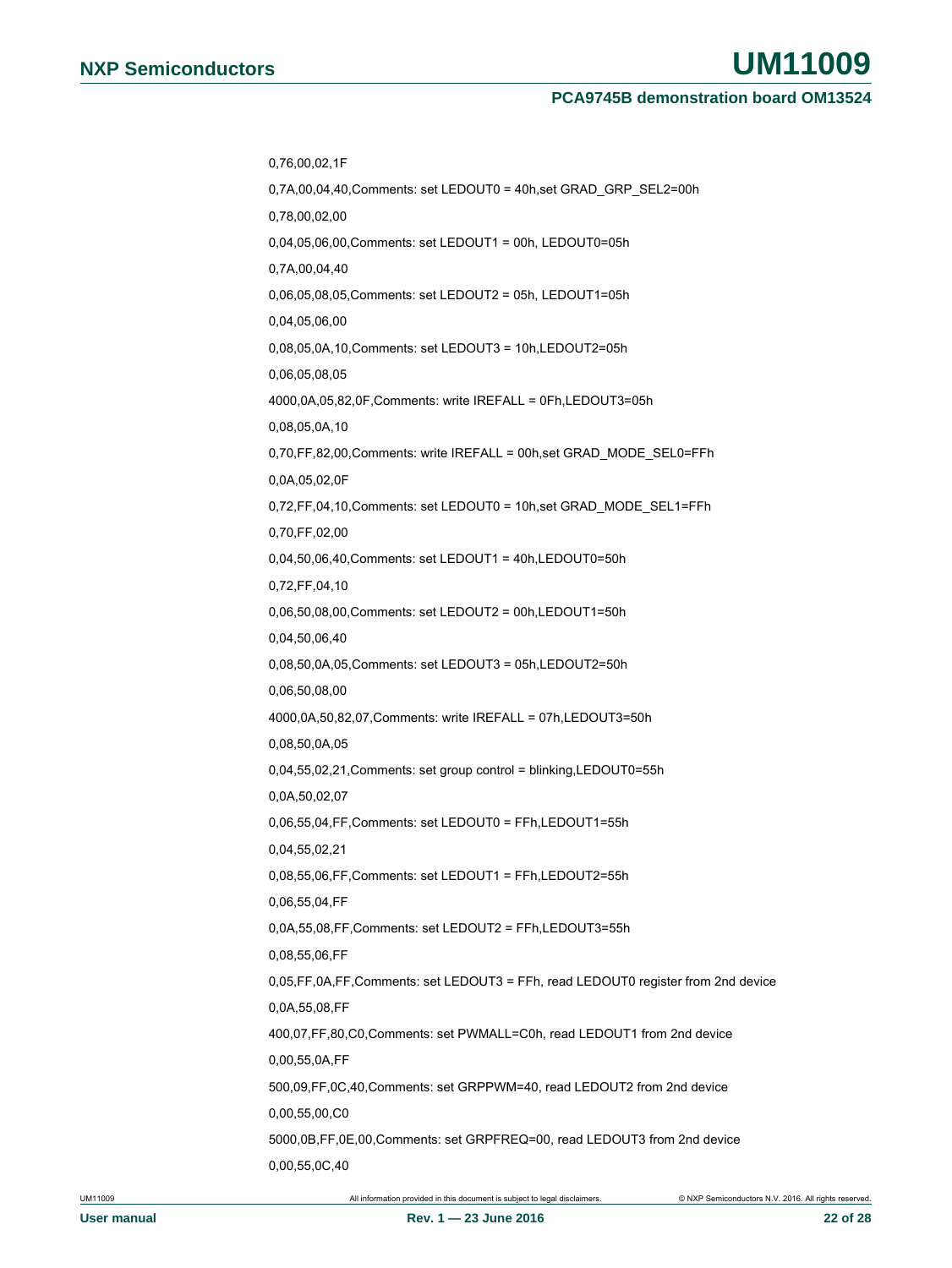0,76,00,02,1F

0,7A,00,04,40,Comments: set LEDOUT0 = 40h,set GRAD_GRP_SEL2=00h

0,78,00,02,00

0,04,05,06,00,Comments: set LEDOUT1 = 00h, LEDOUT0=05h

0,7A,00,04,40

0,06,05,08,05,Comments: set LEDOUT2 = 05h, LEDOUT1=05h

0,04,05,06,00

0,08,05,0A,10,Comments: set LEDOUT3 = 10h,LEDOUT2=05h

0,06,05,08,05

4000,0A,05,82,0F,Comments: write IREFALL = 0Fh,LEDOUT3=05h

0,08,05,0A,10

0,70,FF,82,00,Comments: write IREFALL = 00h,set GRAD_MODE_SEL0=FFh

0,0A,05,02,0F

0,72,FF,04,10,Comments: set LEDOUT0 = 10h,set GRAD_MODE_SEL1=FFh

0,70,FF,02,00

0,04,50,06,40,Comments: set LEDOUT1 = 40h,LEDOUT0=50h

0,72,FF,04,10

0,06,50,08,00,Comments: set LEDOUT2 = 00h,LEDOUT1=50h

0,04,50,06,40

0,08,50,0A,05,Comments: set LEDOUT3 = 05h,LEDOUT2=50h

0,06,50,08,00

4000,0A,50,82,07,Comments: write IREFALL = 07h,LEDOUT3=50h

0,08,50,0A,05

0,04,55,02,21,Comments: set group control = blinking,LEDOUT0=55h

0,0A,50,02,07

0,06,55,04,FF,Comments: set LEDOUT0 = FFh,LEDOUT1=55h

0,04,55,02,21

0,08,55,06,FF,Comments: set LEDOUT1 = FFh,LEDOUT2=55h

0,06,55,04,FF

0,0A,55,08,FF,Comments: set LEDOUT2 = FFh,LEDOUT3=55h

0,08,55,06,FF

0,05,FF,0A,FF,Comments: set LEDOUT3 = FFh, read LEDOUT0 register from 2nd device

0,0A,55,08,FF

400,07,FF,80,C0,Comments: set PWMALL=C0h, read LEDOUT1 from 2nd device

0,00,55,0A,FF

500,09,FF,0C,40,Comments: set GRPPWM=40, read LEDOUT2 from 2nd device

0,00,55,00,C0

5000,0B,FF,0E,00,Comments: set GRPFREQ=00, read LEDOUT3 from 2nd device

0,00,55,0C,40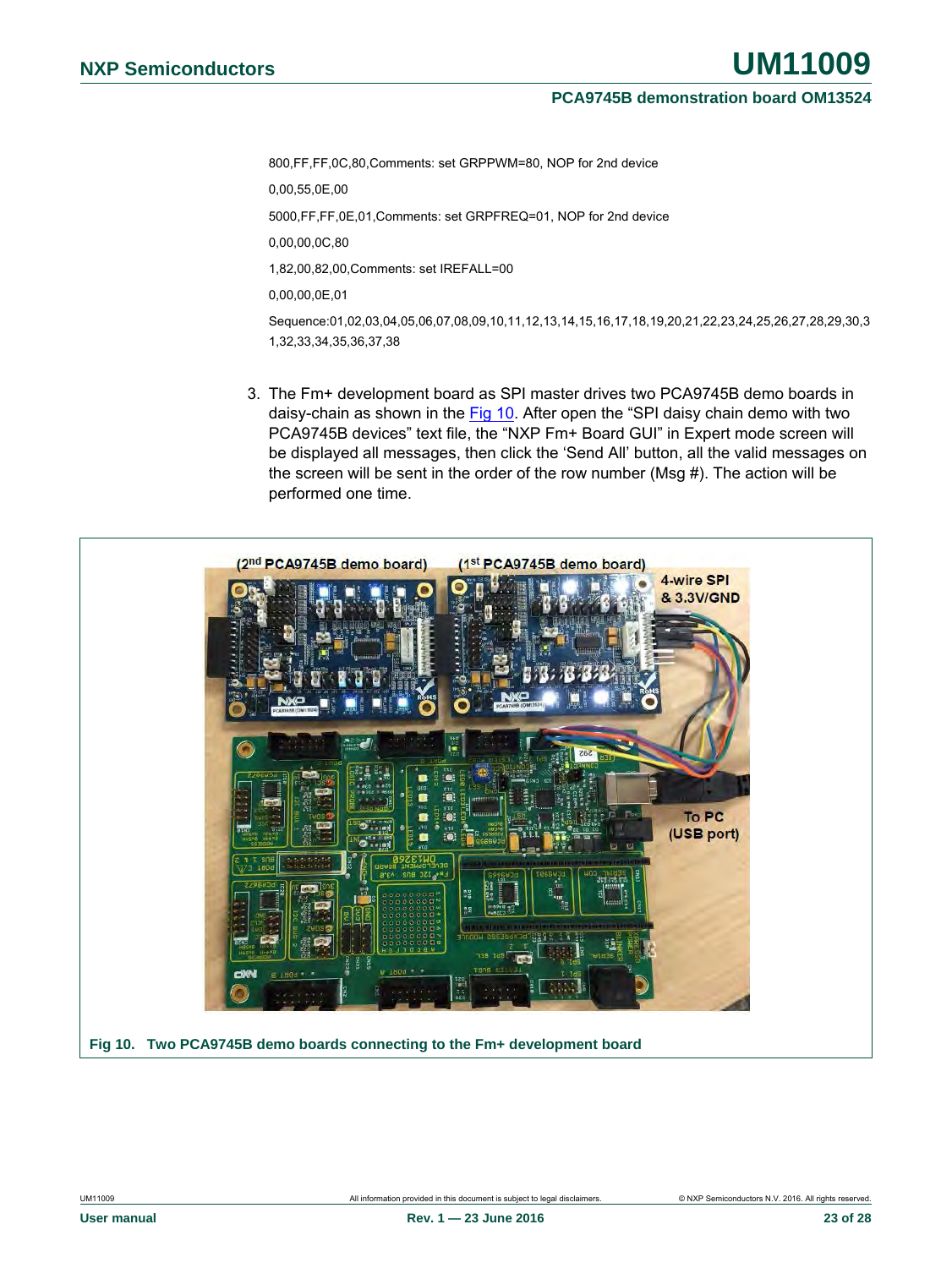800,FF,FF,0C,80,Comments: set GRPPWM=80, NOP for 2nd device

0,00,55,0E,00

5000,FF,FF,0E,01,Comments: set GRPFREQ=01, NOP for 2nd device

0,00,00,0C,80

1,82,00,82,00,Comments: set IREFALL=00

0,00,00,0E,01

Sequence:01,02,03,04,05,06,07,08,09,10,11,12,13,14,15,16,17,18,19,20,21,22,23,24,25,26,27,28,29,30,31,32,33,34,35,36,37,38

3. The Fm+ development board as SPI master drives two PCA9745B demo boards in daisy-chain as shown in the Fig 10. After open the "SPI daisy chain demo with two PCA9745B devices" text file, the "NXP Fm+ Board GUI" in Expert mode screen will be displayed all messages, then click the 'Send All' button, all the valid messages on the screen will be sent in the order of the row number (Msg #). The action will be performed one time.

**Fig 10. Two PCA9745B demo boards connecting to the Fm+ development board**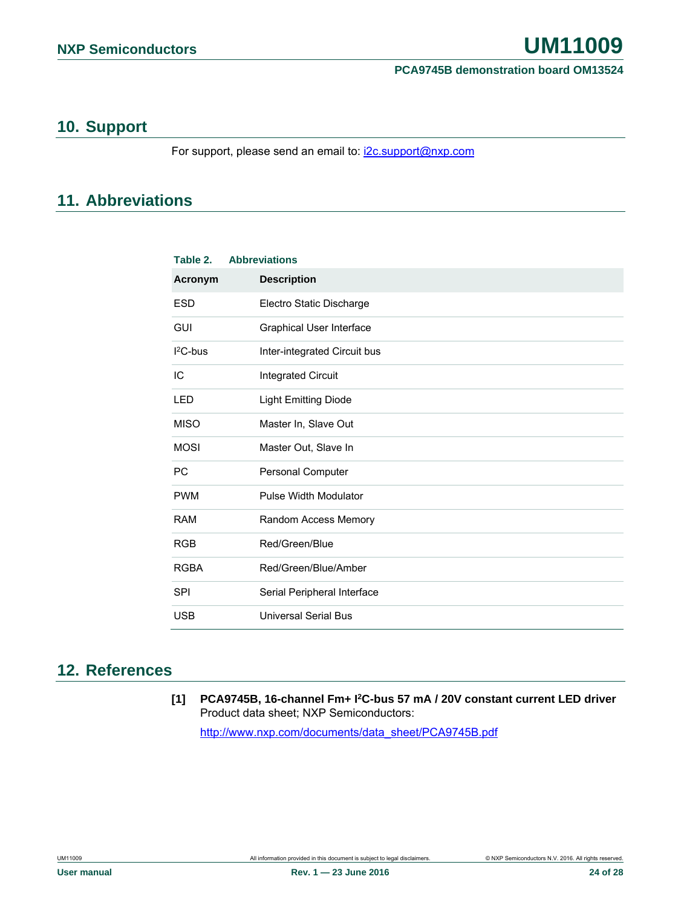## 10. Support

For support, please send an email to: i2c.support@nxp.com

## 11. Abbreviations

**Table 2. Abbreviations**

| Acronym | Description |
|---|---|
| ESD | Electro Static Discharge |
| GUI | Graphical User Interface |
| $I^2C$-bus | Inter-integrated Circuit bus |
| IC | Integrated Circuit |
| LED | Light Emitting Diode |
| MISO | Master In, Slave Out |
| MOSI | Master Out, Slave In |
| PC | Personal Computer |
| PWM | Pulse Width Modulator |
| RAM | Random Access Memory |
| RGB | Red/Green/Blue |
| RGBA | Red/Green/Blue/Amber |
| SPI | Serial Peripheral Interface |
| USB | Universal Serial Bus |

## 12. References

[1] **PCA9745B, 16-channel Fm+ $I^2C$-bus 57 mA / 20V constant current LED driver** Product data sheet; NXP Semiconductors:

http://www.nxp.com/documents/data_sheet/PCA9745B.pdf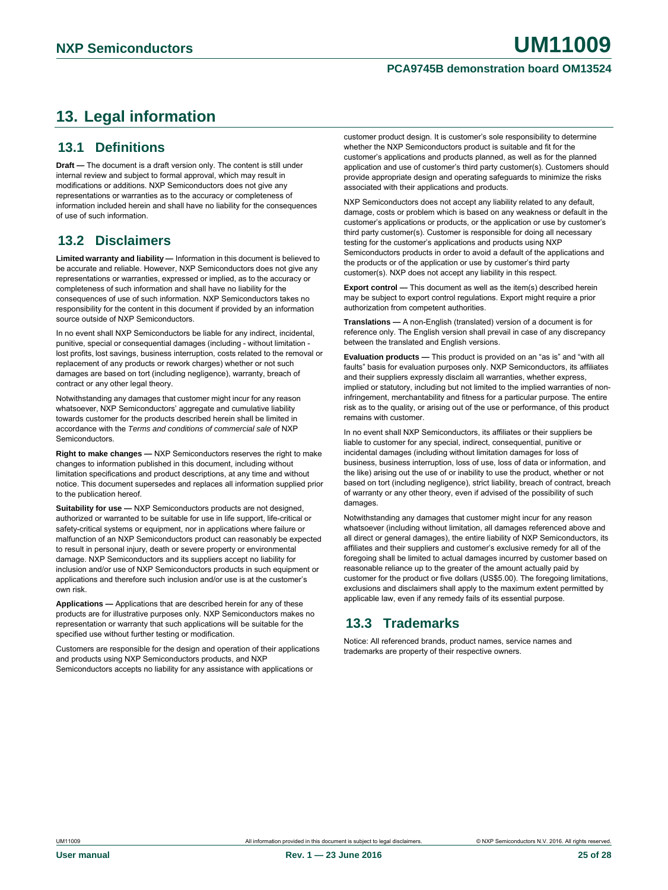# 13. Legal information

## 13.1 Definitions

**Draft —** The document is a draft version only. The content is still under internal review and subject to formal approval, which may result in modifications or additions. NXP Semiconductors does not give any representations or warranties as to the accuracy or completeness of information included herein and shall have no liability for the consequences of use of such information.

## 13.2 Disclaimers

**Limited warranty and liability —** Information in this document is believed to be accurate and reliable. However, NXP Semiconductors does not give any representations or warranties, expressed or implied, as to the accuracy or completeness of such information and shall have no liability for the consequences of use of such information. NXP Semiconductors takes no responsibility for the content in this document if provided by an information source outside of NXP Semiconductors.

In no event shall NXP Semiconductors be liable for any indirect, incidental, punitive, special or consequential damages (including - without limitation - lost profits, lost savings, business interruption, costs related to the removal or replacement of any products or rework charges) whether or not such damages are based on tort (including negligence), warranty, breach of contract or any other legal theory.

Notwithstanding any damages that customer might incur for any reason whatsoever, NXP Semiconductors' aggregate and cumulative liability towards customer for the products described herein shall be limited in accordance with the *Terms and conditions of commercial sale* of NXP Semiconductors.

**Right to make changes —** NXP Semiconductors reserves the right to make changes to information published in this document, including without limitation specifications and product descriptions, at any time and without notice. This document supersedes and replaces all information supplied prior to the publication hereof.

**Suitability for use —** NXP Semiconductors products are not designed, authorized or warranted to be suitable for use in life support, life-critical or safety-critical systems or equipment, nor in applications where failure or malfunction of an NXP Semiconductors product can reasonably be expected to result in personal injury, death or severe property or environmental damage. NXP Semiconductors and its suppliers accept no liability for inclusion and/or use of NXP Semiconductors products in such equipment or applications and therefore such inclusion and/or use is at the customer's own risk.

**Applications —** Applications that are described herein for any of these products are for illustrative purposes only. NXP Semiconductors makes no representation or warranty that such applications will be suitable for the specified use without further testing or modification.

Customers are responsible for the design and operation of their applications and products using NXP Semiconductors products, and NXP Semiconductors accepts no liability for any assistance with applications or customer product design. It is customer's sole responsibility to determine whether the NXP Semiconductors product is suitable and fit for the customer's applications and products planned, as well as for the planned application and use of customer's third party customer(s). Customers should provide appropriate design and operating safeguards to minimize the risks associated with their applications and products.

NXP Semiconductors does not accept any liability related to any default, damage, costs or problem which is based on any weakness or default in the customer's applications or products, or the application or use by customer's third party customer(s). Customer is responsible for doing all necessary testing for the customer's applications and products using NXP Semiconductors products in order to avoid a default of the applications and the products or of the application or use by customer's third party customer(s). NXP does not accept any liability in this respect.

**Export control —** This document as well as the item(s) described herein may be subject to export control regulations. Export might require a prior authorization from competent authorities.

**Translations —** A non-English (translated) version of a document is for reference only. The English version shall prevail in case of any discrepancy between the translated and English versions.

**Evaluation products —** This product is provided on an "as is" and "with all faults" basis for evaluation purposes only. NXP Semiconductors, its affiliates and their suppliers expressly disclaim all warranties, whether express, implied or statutory, including but not limited to the implied warranties of non-infringement, merchantability and fitness for a particular purpose. The entire risk as to the quality, or arising out of the use or performance, of this product remains with customer.

In no event shall NXP Semiconductors, its affiliates or their suppliers be liable to customer for any special, indirect, consequential, punitive or incidental damages (including without limitation damages for loss of business, business interruption, loss of use, loss of data or information, and the like) arising out the use of or inability to use the product, whether or not based on tort (including negligence), strict liability, breach of contract, breach of warranty or any other theory, even if advised of the possibility of such damages.

Notwithstanding any damages that customer might incur for any reason whatsoever (including without limitation, all damages referenced above and all direct or general damages), the entire liability of NXP Semiconductors, its affiliates and their suppliers and customer's exclusive remedy for all of the foregoing shall be limited to actual damages incurred by customer based on reasonable reliance up to the greater of the amount actually paid by customer for the product or five dollars (US$5.00). The foregoing limitations, exclusions and disclaimers shall apply to the maximum extent permitted by applicable law, even if any remedy fails of its essential purpose.

## 13.3 Trademarks

Notice: All referenced brands, product names, service names and trademarks are property of their respective owners.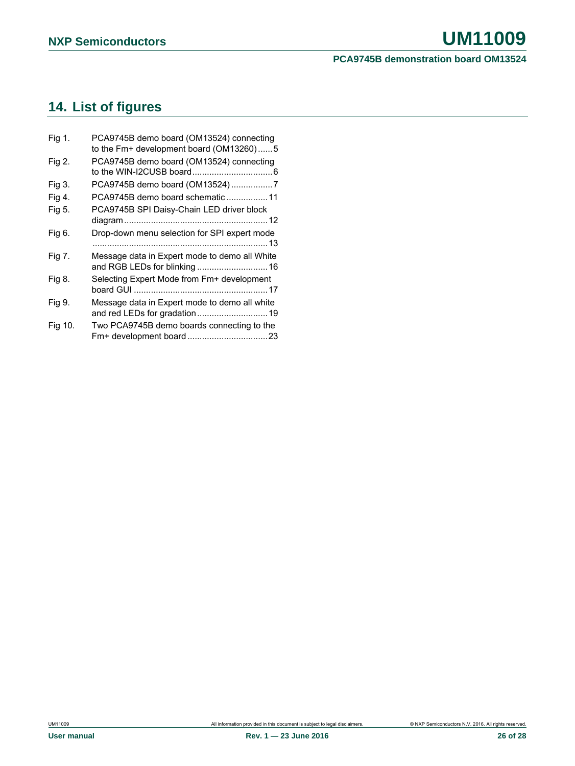## 14. List of figures

Fig 1. PCA9745B demo board (OM13524) connecting to the Fm+ development board (OM13260) ...... 5

Fig 2. PCA9745B demo board (OM13524) connecting to the WIN-I2CUSB board ................................ 6

Fig 3. PCA9745B demo board (OM13524) ................. 7

Fig 4. PCA9745B demo board schematic ................. 11

Fig 5. PCA9745B SPI Daisy-Chain LED driver block diagram .......................................................... 12

Fig 6. Drop-down menu selection for SPI expert mode ....................................................................... 13

Fig 7. Message data in Expert mode to demo all White and RGB LEDs for blinking ............................. 16

Fig 8. Selecting Expert Mode from Fm+ development board GUI ...................................................... 17

Fig 9. Message data in Expert mode to demo all white and red LEDs for gradation ............................ 19

Fig 10. Two PCA9745B demo boards connecting to the Fm+ development board ................................ 23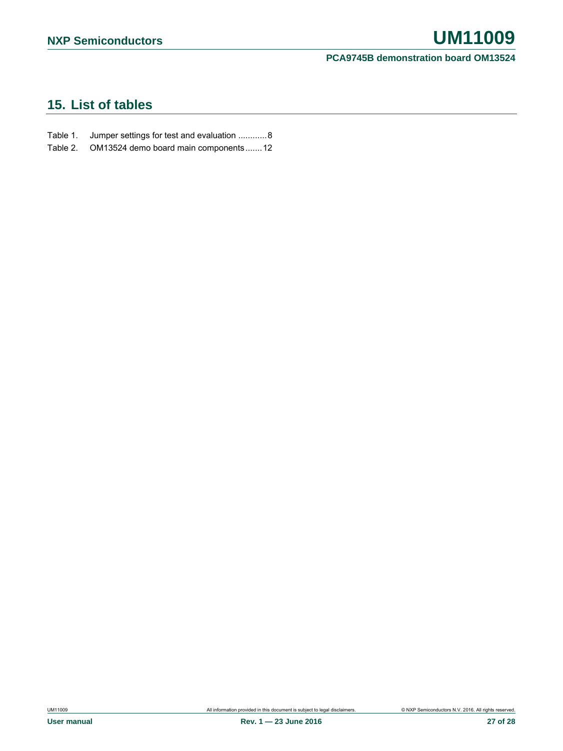## 15. List of tables

Table 1. Jumper settings for test and evaluation ............8

Table 2. OM13524 demo board main components.......12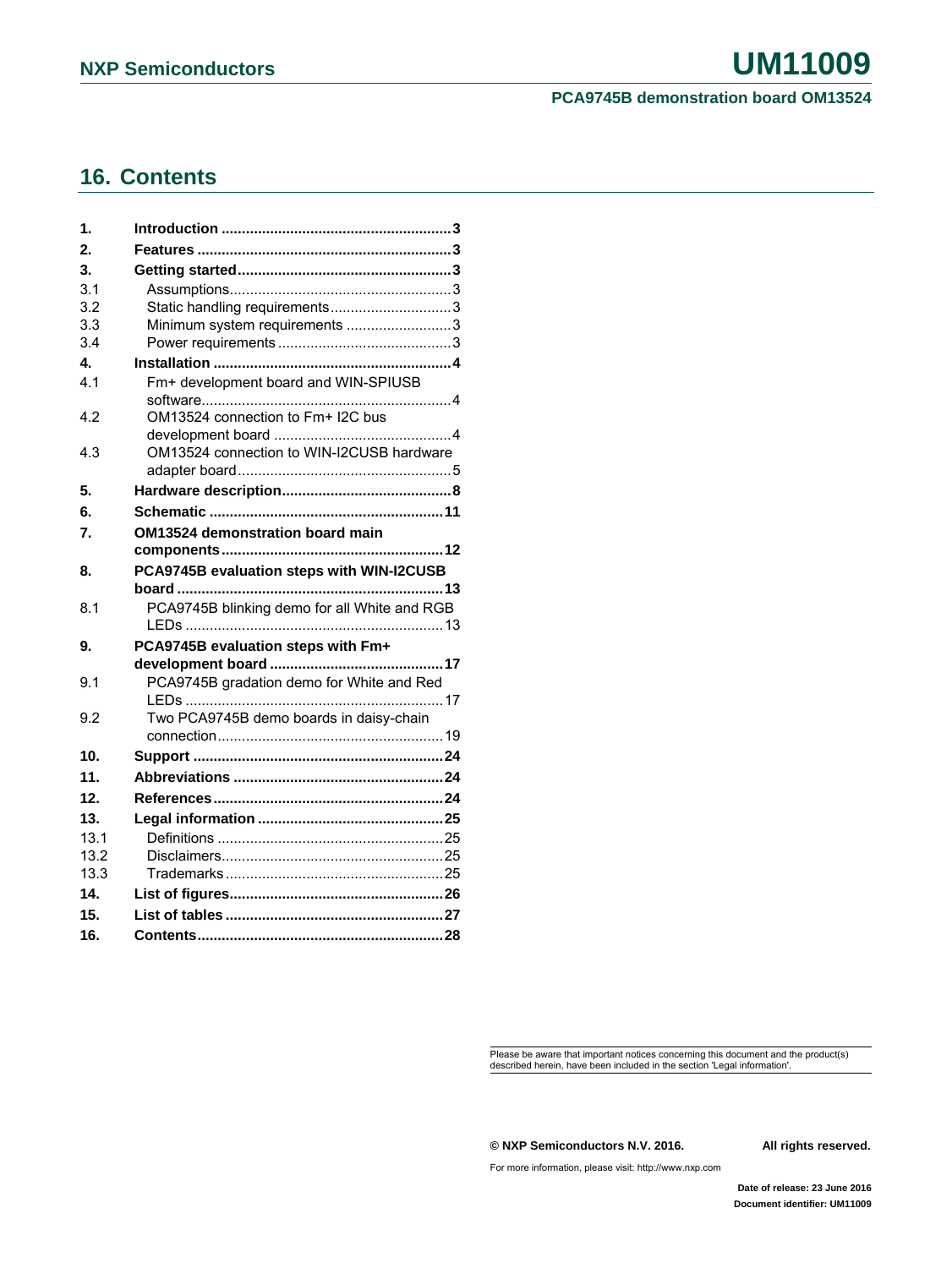## 16. Contents

| | | |
|---|---|---|
| **1.** | **Introduction** | **3** |
| **2.** | **Features** | **3** |
| **3.** | **Getting started** | **3** |
| 3.1 | Assumptions | 3 |
| 3.2 | Static handling requirements | 3 |
| 3.3 | Minimum system requirements | 3 |
| 3.4 | Power requirements | 3 |
| **4.** | **Installation** | **4** |
| 4.1 | Fm+ development board and WIN-SPIUSB software | 4 |
| 4.2 | OM13524 connection to Fm+ I2C bus development board | 4 |
| 4.3 | OM13524 connection to WIN-I2CUSB hardware adapter board | 5 |
| **5.** | **Hardware description** | **8** |
| **6.** | **Schematic** | **11** |
| **7.** | **OM13524 demonstration board main components** | **12** |
| **8.** | **PCA9745B evaluation steps with WIN-I2CUSB board** | **13** |
| 8.1 | PCA9745B blinking demo for all White and RGB LEDs | 13 |
| **9.** | **PCA9745B evaluation steps with Fm+ development board** | **17** |
| 9.1 | PCA9745B gradation demo for White and Red LEDs | 17 |
| 9.2 | Two PCA9745B demo boards in daisy-chain connection | 19 |
| **10.** | **Support** | **24** |
| **11.** | **Abbreviations** | **24** |
| **12.** | **References** | **24** |
| **13.** | **Legal information** | **25** |
| 13.1 | Definitions | 25 |
| 13.2 | Disclaimers | 25 |
| 13.3 | Trademarks | 25 |
| **14.** | **List of figures** | **26** |
| **15.** | **List of tables** | **27** |
| **16.** | **Contents** | **28** |

Please be aware that important notices concerning this document and the product(s) described herein, have been included in the section 'Legal information'.

**© NXP Semiconductors N.V. 2016. All rights reserved.**

For more information, please visit: http://www.nxp.com

**Date of release: 23 June 2016**

**Document identifier: UM11009**